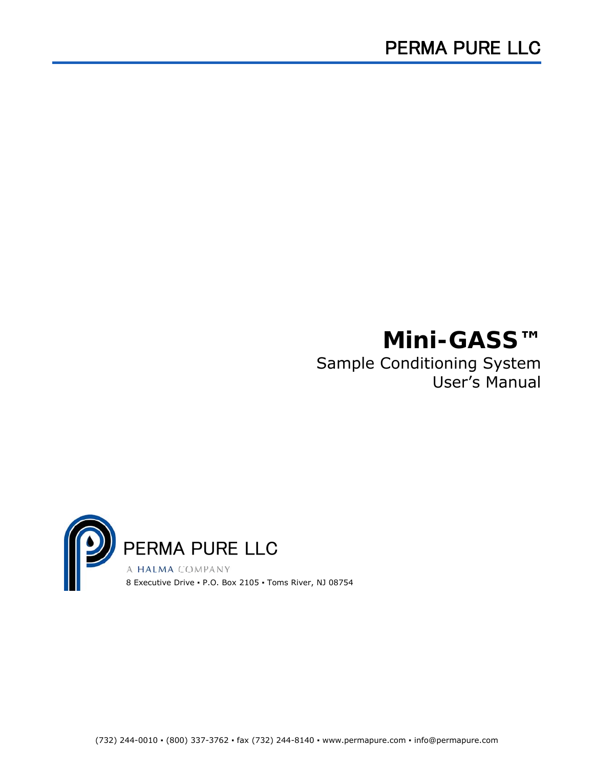PERMA PURE LLC

# Mini-GASS™

## Sample Conditioning System User's Manual

PERMA PURE LLC

A HALMA COMPANY

8 Executive Drive ▪ P.O. Box 2105 ▪ Toms River, NJ 08754

(732) 244-0010 ▪ (800) 337-3762 ▪ fax (732) 244-8140 ▪ www.permapure.com ▪ info@permapure.com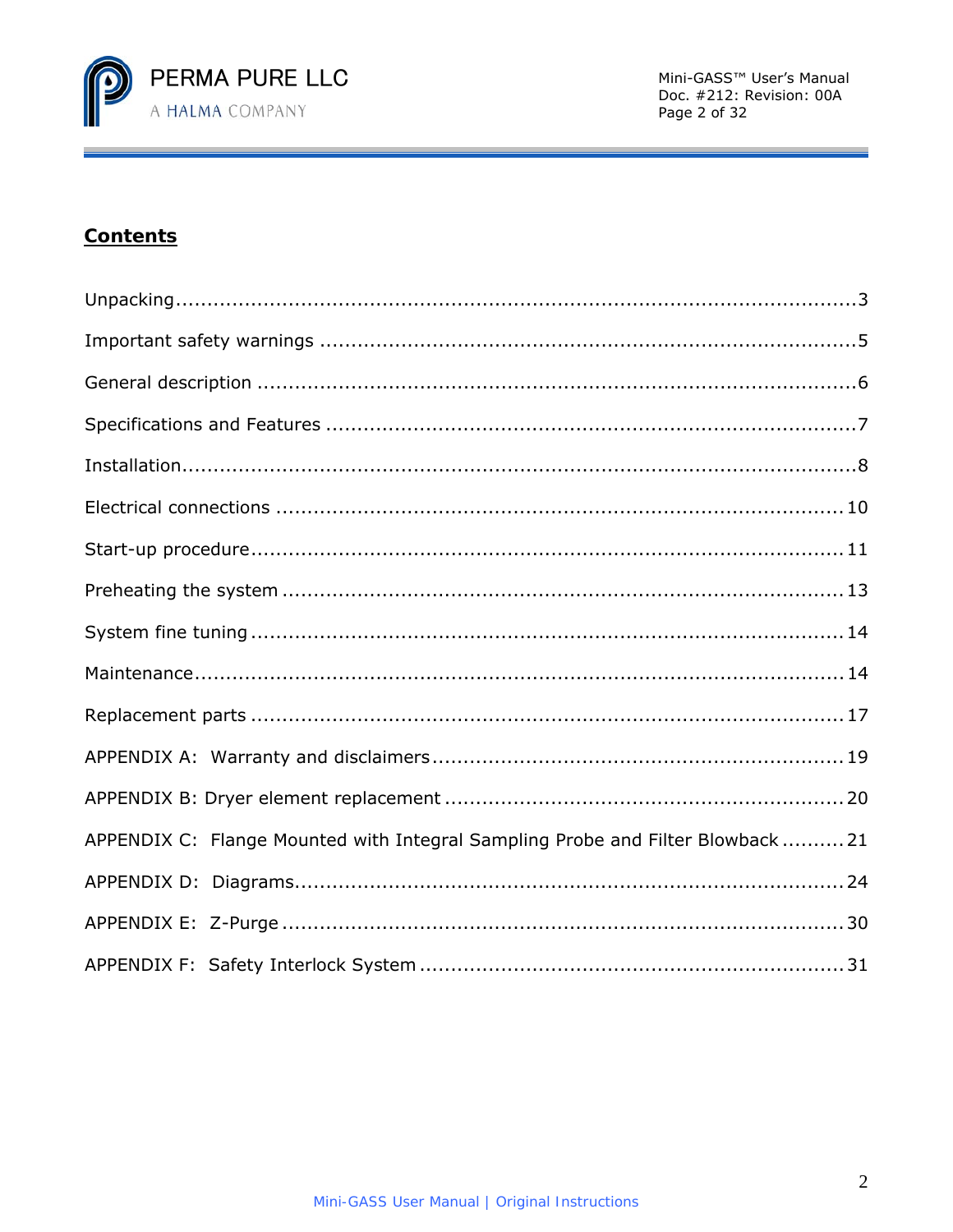## Contents

Unpacking ............................................................................................ 3

Important safety warnings ..................................................................... 5

General description ............................................................................... 6

Specifications and Features .................................................................... 7

Installation ............................................................................................ 8

Electrical connections ........................................................................... 10

Start-up procedure ................................................................................ 11

Preheating the system .......................................................................... 13

System fine tuning ................................................................................ 14

Maintenance ......................................................................................... 14

Replacement parts ................................................................................ 17

APPENDIX A: Warranty and disclaimers .................................................. 19

APPENDIX B: Dryer element replacement ................................................ 20

APPENDIX C: Flange Mounted with Integral Sampling Probe and Filter Blowback .......... 21

APPENDIX D: Diagrams ........................................................................ 24

APPENDIX E: Z-Purge ........................................................................... 30

APPENDIX F: Safety Interlock System .................................................... 31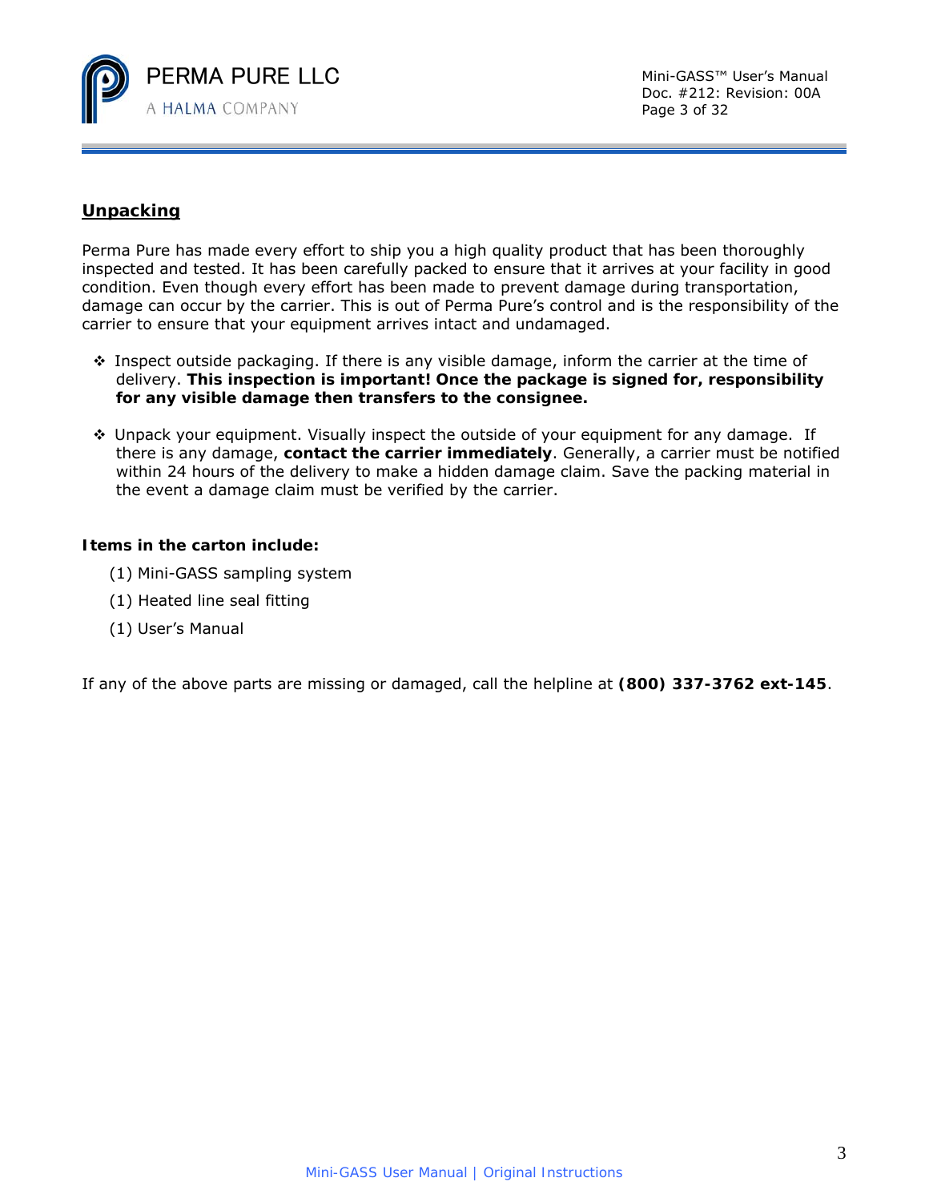## Unpacking

Perma Pure has made every effort to ship you a high quality product that has been thoroughly inspected and tested. It has been carefully packed to ensure that it arrives at your facility in good condition. Even though every effort has been made to prevent damage during transportation, damage can occur by the carrier. This is out of Perma Pure's control and is the responsibility of the carrier to ensure that your equipment arrives intact and undamaged.

- Inspect outside packaging. If there is any visible damage, inform the carrier at the time of delivery. **This inspection is important! Once the package is signed for, responsibility for any visible damage then transfers to the consignee.**

- Unpack your equipment. Visually inspect the outside of your equipment for any damage. If there is any damage, **contact the carrier immediately**. Generally, a carrier must be notified within 24 hours of the delivery to make a hidden damage claim. Save the packing material in the event a damage claim must be verified by the carrier.

**Items in the carton include:**

(1) Mini-GASS sampling system

(1) Heated line seal fitting

(1) User's Manual

If any of the above parts are missing or damaged, call the helpline at **(800) 337-3762 ext-145**.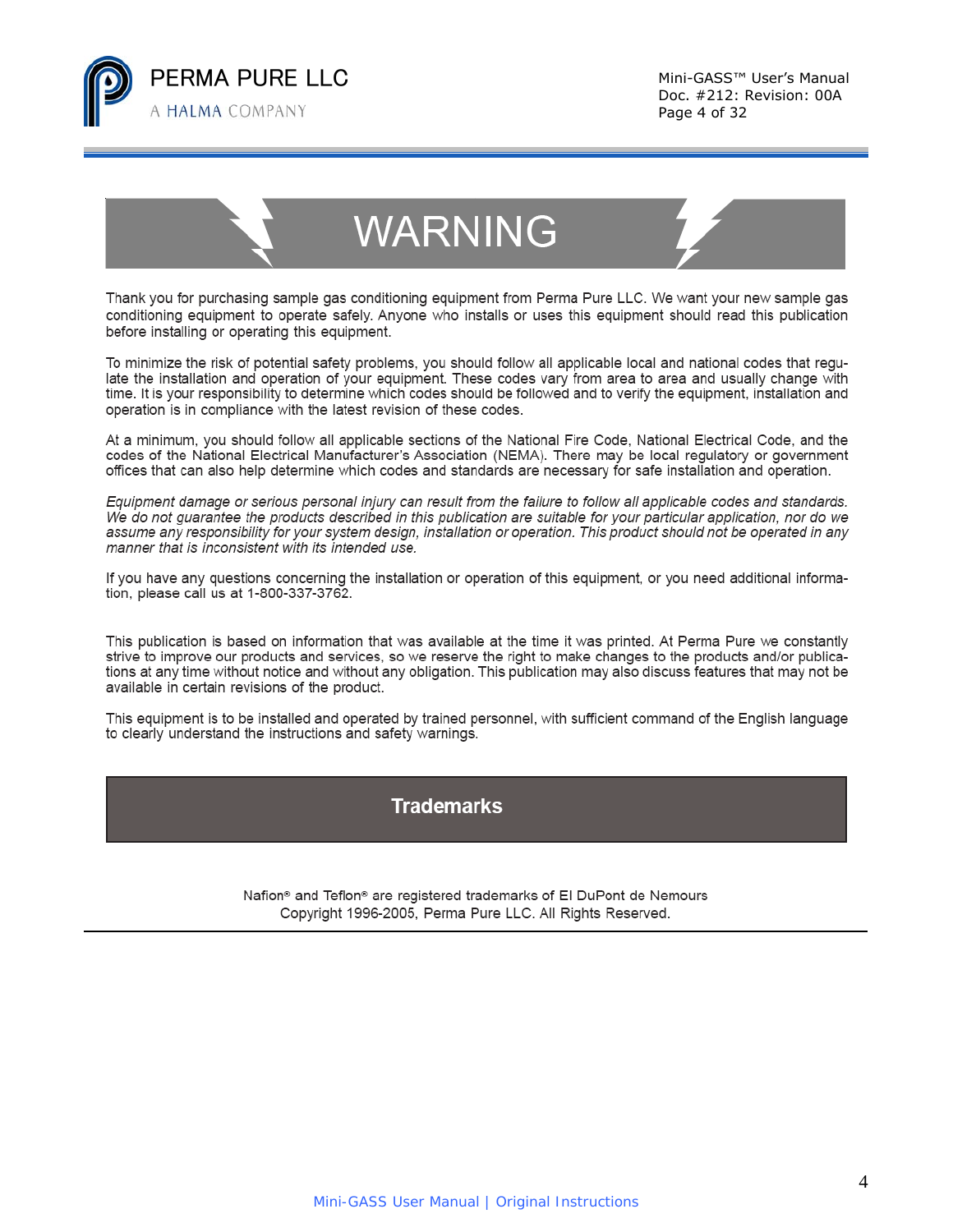# WARNING

Thank you for purchasing sample gas conditioning equipment from Perma Pure LLC. We want your new sample gas conditioning equipment to operate safely. Anyone who installs or uses this equipment should read this publication before installing or operating this equipment.

To minimize the risk of potential safety problems, you should follow all applicable local and national codes that regulate the installation and operation of your equipment. These codes vary from area to area and usually change with time. It is your responsibility to determine which codes should be followed and to verify the equipment, installation and operation is in compliance with the latest revision of these codes.

At a minimum, you should follow all applicable sections of the National Fire Code, National Electrical Code, and the codes of the National Electrical Manufacturer's Association (NEMA). There may be local regulatory or government offices that can also help determine which codes and standards are necessary for safe installation and operation.

*Equipment damage or serious personal injury can result from the failure to follow all applicable codes and standards. We do not guarantee the products described in this publication are suitable for your particular application, nor do we assume any responsibility for your system design, installation or operation. This product should not be operated in any manner that is inconsistent with its intended use.*

If you have any questions concerning the installation or operation of this equipment, or you need additional information, please call us at 1-800-337-3762.

This publication is based on information that was available at the time it was printed. At Perma Pure we constantly strive to improve our products and services, so we reserve the right to make changes to the products and/or publications at any time without notice and without any obligation. This publication may also discuss features that may not be available in certain revisions of the product.

This equipment is to be installed and operated by trained personnel, with sufficient command of the English language to clearly understand the instructions and safety warnings.

## Trademarks

Nafion® and Teflon® are registered trademarks of El DuPont de Nemours
Copyright 1996-2005, Perma Pure LLC. All Rights Reserved.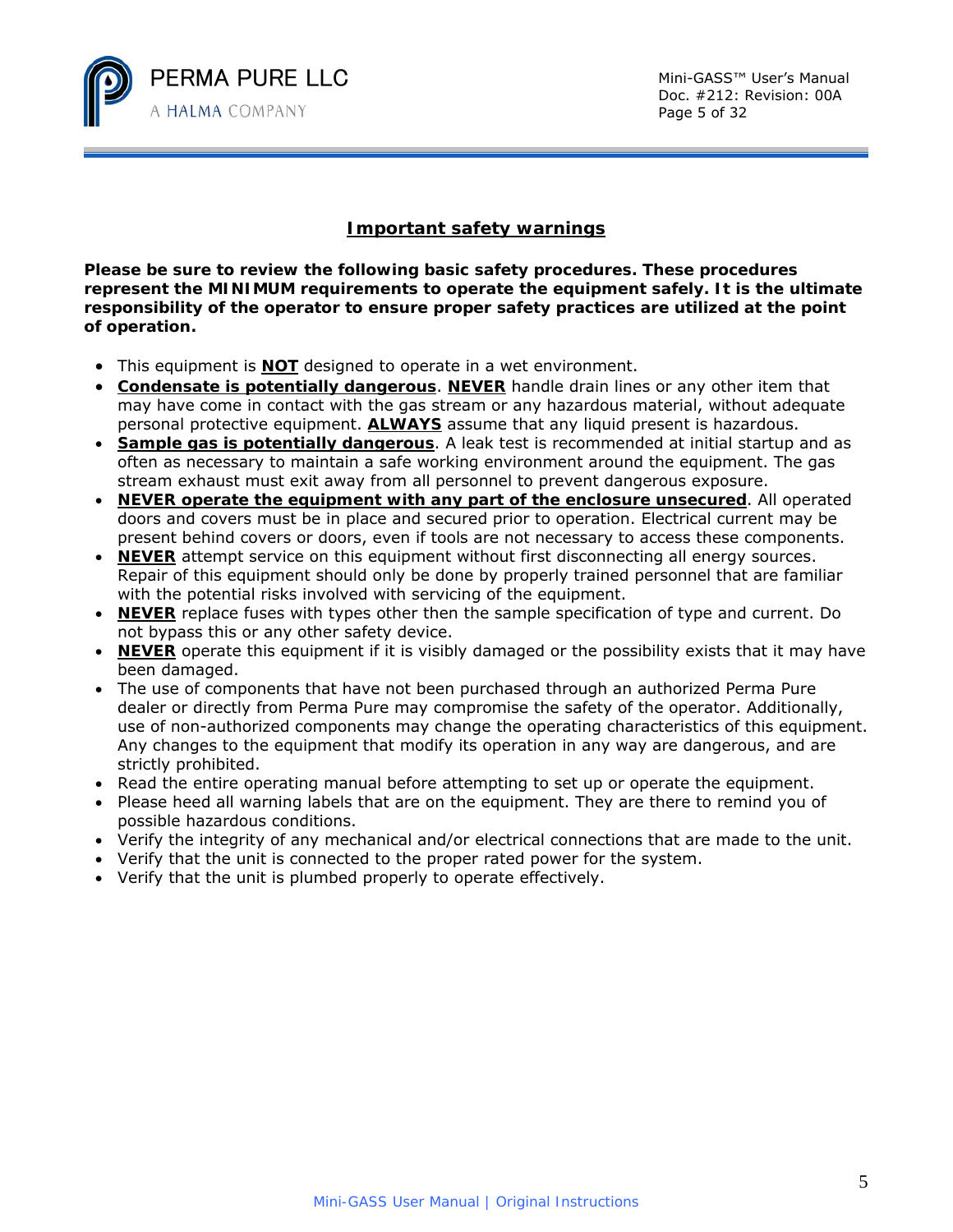## Important safety warnings

**Please be sure to review the following basic safety procedures. These procedures represent the MINIMUM requirements to operate the equipment safely. It is the ultimate responsibility of the operator to ensure proper safety practices are utilized at the point of operation.**

- This equipment is **NOT** designed to operate in a wet environment.
- **Condensate is potentially dangerous**. **NEVER** handle drain lines or any other item that may have come in contact with the gas stream or any hazardous material, without adequate personal protective equipment. **ALWAYS** assume that any liquid present is hazardous.
- **Sample gas is potentially dangerous**. A leak test is recommended at initial startup and as often as necessary to maintain a safe working environment around the equipment. The gas stream exhaust must exit away from all personnel to prevent dangerous exposure.
- **NEVER operate the equipment with any part of the enclosure unsecured**. All operated doors and covers must be in place and secured prior to operation. Electrical current may be present behind covers or doors, even if tools are not necessary to access these components.
- **NEVER** attempt service on this equipment without first disconnecting all energy sources. Repair of this equipment should only be done by properly trained personnel that are familiar with the potential risks involved with servicing of the equipment.
- **NEVER** replace fuses with types other then the sample specification of type and current. Do not bypass this or any other safety device.
- **NEVER** operate this equipment if it is visibly damaged or the possibility exists that it may have been damaged.
- The use of components that have not been purchased through an authorized Perma Pure dealer or directly from Perma Pure may compromise the safety of the operator. Additionally, use of non-authorized components may change the operating characteristics of this equipment. Any changes to the equipment that modify its operation in any way are dangerous, and are strictly prohibited.
- Read the entire operating manual before attempting to set up or operate the equipment.
- Please heed all warning labels that are on the equipment. They are there to remind you of possible hazardous conditions.
- Verify the integrity of any mechanical and/or electrical connections that are made to the unit.
- Verify that the unit is connected to the proper rated power for the system.
- Verify that the unit is plumbed properly to operate effectively.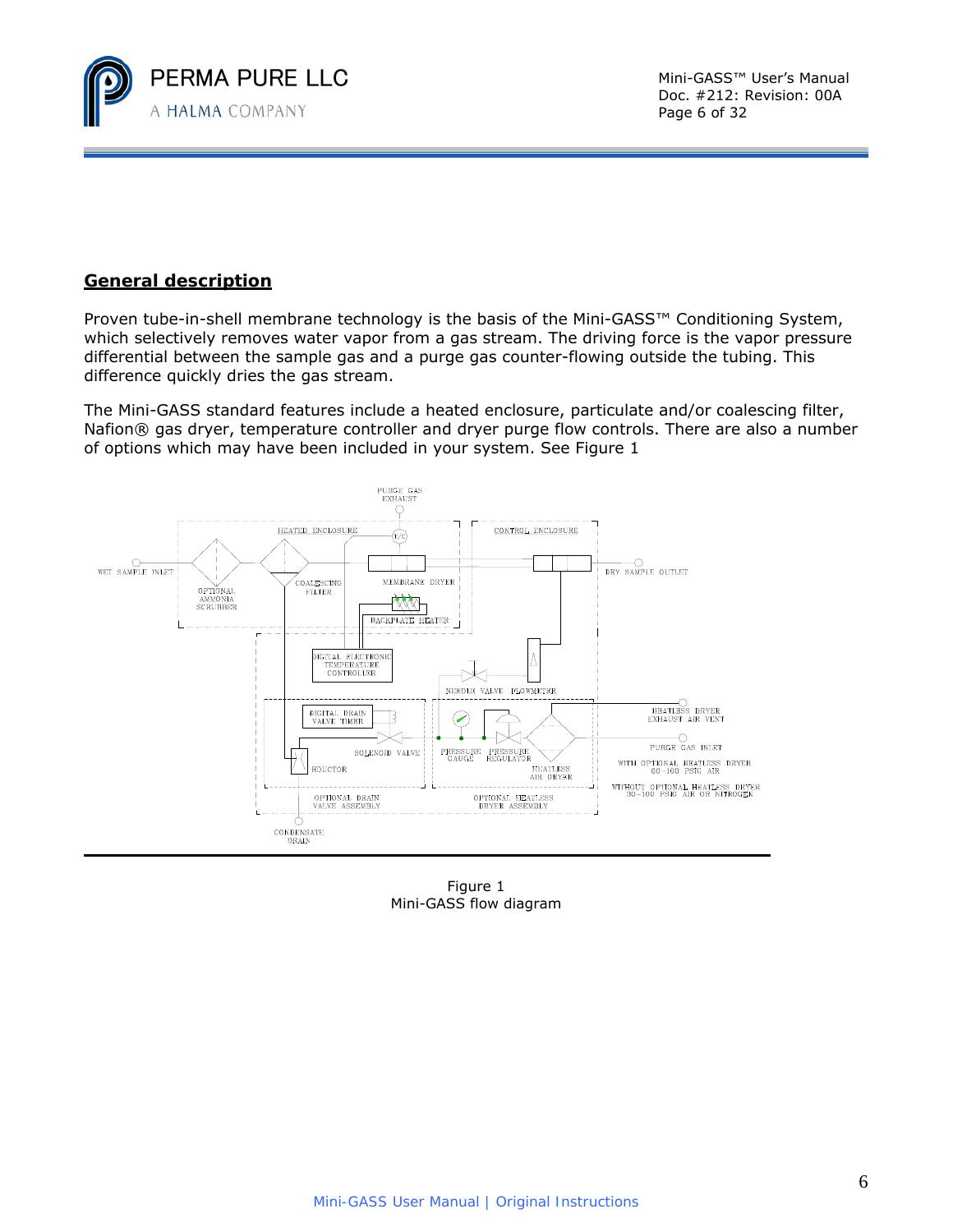## General description

Proven tube-in-shell membrane technology is the basis of the Mini-GASS™ Conditioning System, which selectively removes water vapor from a gas stream. The driving force is the vapor pressure differential between the sample gas and a purge gas counter-flowing outside the tubing. This difference quickly dries the gas stream.

The Mini-GASS standard features include a heated enclosure, particulate and/or coalescing filter, Nafion® gas dryer, temperature controller and dryer purge flow controls. There are also a number of options which may have been included in your system. See Figure 1

Figure 1
Mini-GASS flow diagram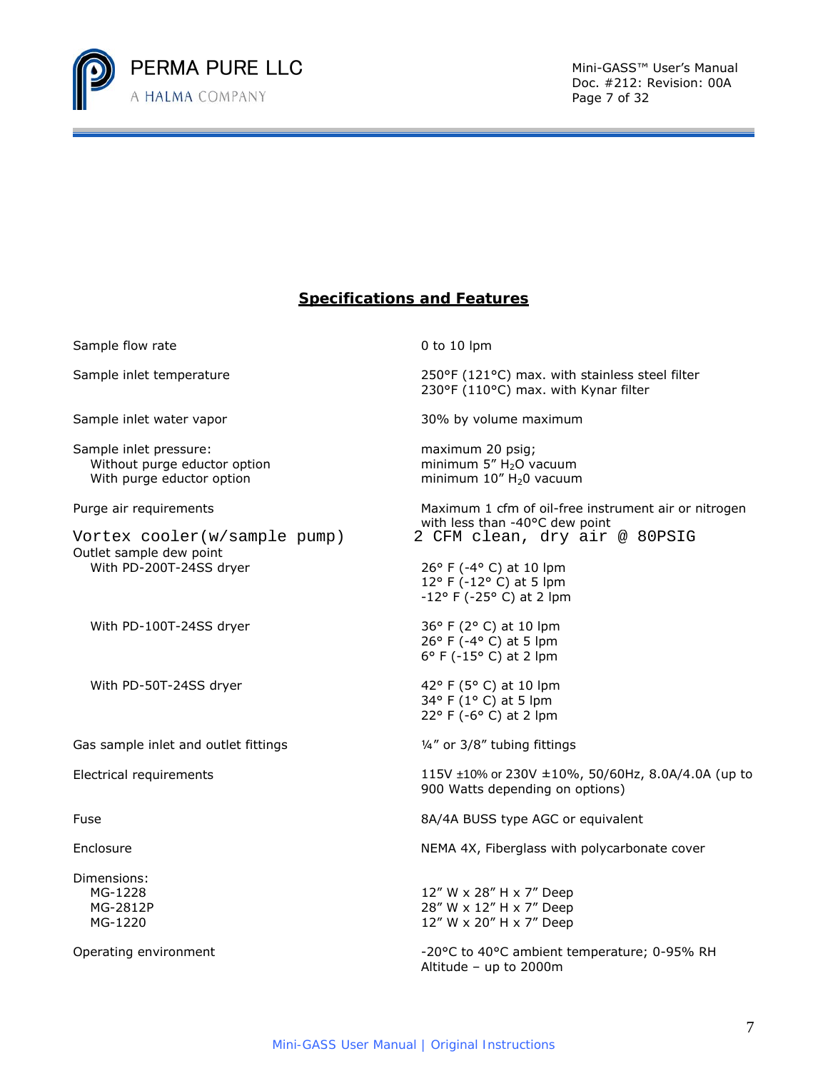## Specifications and Features

| | |
|---|---|
| Sample flow rate | 0 to 10 lpm |
| Sample inlet temperature | 250°F (121°C) max. with stainless steel filter<br>230°F (110°C) max. with Kynar filter |
| Sample inlet water vapor | 30% by volume maximum |
| Sample inlet pressure:<br>Without purge eductor option<br>With purge eductor option | maximum 20 psig;<br>minimum 5" $H_2O$ vacuum<br>minimum 10" $H_20$ vacuum |
| Purge air requirements | Maximum 1 cfm of oil-free instrument air or nitrogen with less than -40°C dew point |
| Vortex cooler(w/sample pump) | 2 CFM clean, dry air @ 80PSIG |
| Outlet sample dew point<br>With PD-200T-24SS dryer | <br>26° F (-4° C) at 10 lpm<br>12° F (-12° C) at 5 lpm<br>-12° F (-25° C) at 2 lpm |
| With PD-100T-24SS dryer | 36° F (2° C) at 10 lpm<br>26° F (-4° C) at 5 lpm<br>6° F (-15° C) at 2 lpm |
| With PD-50T-24SS dryer | 42° F (5° C) at 10 lpm<br>34° F (1° C) at 5 lpm<br>22° F (-6° C) at 2 lpm |
| Gas sample inlet and outlet fittings | ¼" or 3/8" tubing fittings |
| Electrical requirements | 115V ±10% or 230V ±10%, 50/60Hz, 8.0A/4.0A (up to 900 Watts depending on options) |
| Fuse | 8A/4A BUSS type AGC or equivalent |
| Enclosure | NEMA 4X, Fiberglass with polycarbonate cover |
| Dimensions:<br>MG-1228<br>MG-2812P<br>MG-1220 | <br>12" W x 28" H x 7" Deep<br>28" W x 12" H x 7" Deep<br>12" W x 20" H x 7" Deep |
| Operating environment | -20°C to 40°C ambient temperature; 0-95% RH<br>Altitude – up to 2000m |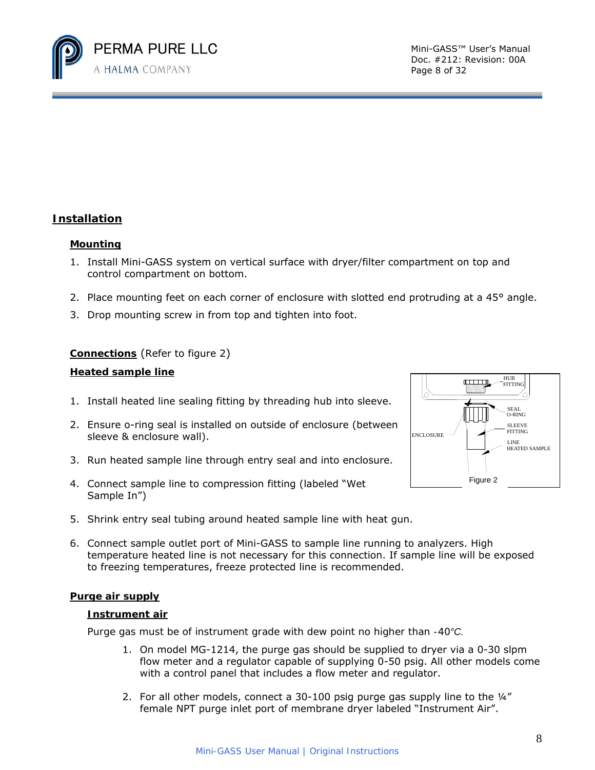# Installation

## Mounting

1. Install Mini-GASS system on vertical surface with dryer/filter compartment on top and control compartment on bottom.
2. Place mounting feet on each corner of enclosure with slotted end protruding at a 45° angle.
3. Drop mounting screw in from top and tighten into foot.

## Connections (Refer to figure 2)

### Heated sample line

1. Install heated line sealing fitting by threading hub into sleeve.
2. Ensure o-ring seal is installed on outside of enclosure (between sleeve & enclosure wall).
3. Run heated sample line through entry seal and into enclosure.
4. Connect sample line to compression fitting (labeled "Wet Sample In")
5. Shrink entry seal tubing around heated sample line with heat gun.
6. Connect sample outlet port of Mini-GASS to sample line running to analyzers. High temperature heated line is not necessary for this connection. If sample line will be exposed to freezing temperatures, freeze protected line is recommended.

HUB FITTING
SEAL O-RING
SLEEVE FITTING
ENCLOSURE
LINE HEATED SAMPLE

Figure 2

## Purge air supply

### Instrument air

Purge gas must be of instrument grade with dew point no higher than -40°C.

1. On model MG-1214, the purge gas should be supplied to dryer via a 0-30 slpm flow meter and a regulator capable of supplying 0-50 psig. All other models come with a control panel that includes a flow meter and regulator.
2. For all other models, connect a 30-100 psig purge gas supply line to the ¼" female NPT purge inlet port of membrane dryer labeled "Instrument Air".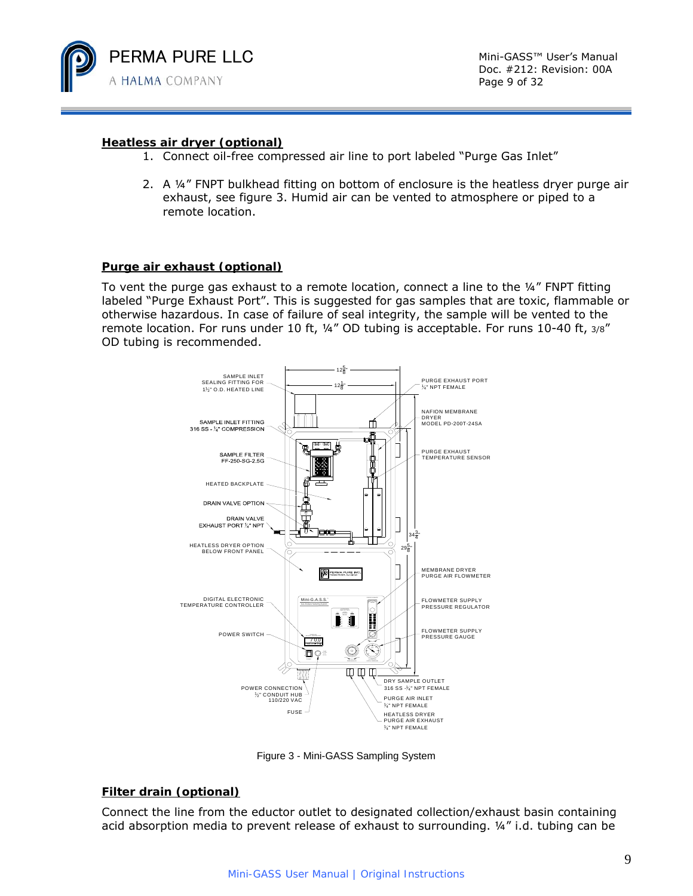**Heatless air dryer (optional)**

1. Connect oil-free compressed air line to port labeled “Purge Gas Inlet”
2. A ¼” FNPT bulkhead fitting on bottom of enclosure is the heatless dryer purge air exhaust, see figure 3. Humid air can be vented to atmosphere or piped to a remote location.

**Purge air exhaust (optional)**

To vent the purge gas exhaust to a remote location, connect a line to the ¼” FNPT fitting labeled “Purge Exhaust Port”. This is suggested for gas samples that are toxic, flammable or otherwise hazardous. In case of failure of seal integrity, the sample will be vented to the remote location. For runs under 10 ft, ¼” OD tubing is acceptable. For runs 10-40 ft, 3/8” OD tubing is recommended.

Figure 3 - Mini-GASS Sampling System

**Filter drain (optional)**

Connect the line from the eductor outlet to designated collection/exhaust basin containing acid absorption media to prevent release of exhaust to surrounding. ¼” i.d. tubing can be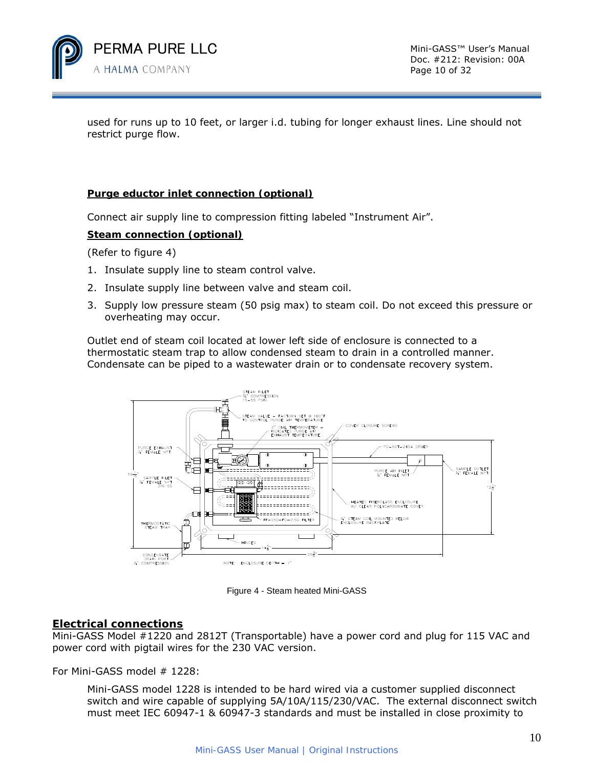used for runs up to 10 feet, or larger i.d. tubing for longer exhaust lines. Line should not restrict purge flow.

**Purge eductor inlet connection (optional)**

Connect air supply line to compression fitting labeled "Instrument Air".

**Steam connection (optional)**

(Refer to figure 4)

1. Insulate supply line to steam control valve.
2. Insulate supply line between valve and steam coil.
3. Supply low pressure steam (50 psig max) to steam coil. Do not exceed this pressure or overheating may occur.

Outlet end of steam coil located at lower left side of enclosure is connected to a thermostatic steam trap to allow condensed steam to drain in a controlled manner. Condensate can be piped to a wastewater drain or to condensate recovery system.

Figure 4 - Steam heated Mini-GASS

## Electrical connections

Mini-GASS Model #1220 and 2812T (Transportable) have a power cord and plug for 115 VAC and power cord with pigtail wires for the 230 VAC version.

For Mini-GASS model # 1228:

Mini-GASS model 1228 is intended to be hard wired via a customer supplied disconnect switch and wire capable of supplying 5A/10A/115/230/VAC. The external disconnect switch must meet IEC 60947-1 & 60947-3 standards and must be installed in close proximity to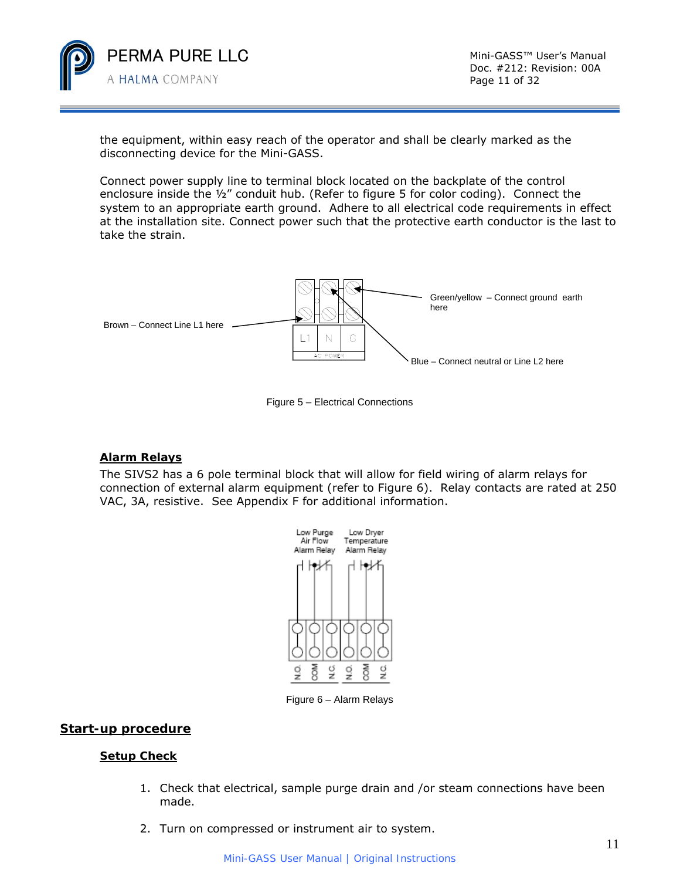the equipment, within easy reach of the operator and shall be clearly marked as the disconnecting device for the Mini-GASS.

Connect power supply line to terminal block located on the backplate of the control enclosure inside the ½" conduit hub. (Refer to figure 5 for color coding). Connect the system to an appropriate earth ground. Adhere to all electrical code requirements in effect at the installation site. Connect power such that the protective earth conductor is the last to take the strain.

Brown – Connect Line L1 here

Green/yellow – Connect ground earth here

Blue – Connect neutral or Line L2 here

Figure 5 – Electrical Connections

**Alarm Relays**

The SIVS2 has a 6 pole terminal block that will allow for field wiring of alarm relays for connection of external alarm equipment (refer to Figure 6). Relay contacts are rated at 250 VAC, 3A, resistive. See Appendix F for additional information.

Low Purge Air Flow Alarm Relay

Low Dryer Temperature Alarm Relay

N.O. COM N.C. N.O. COM N.C.

Figure 6 – Alarm Relays

## Start-up procedure

### Setup Check

1. Check that electrical, sample purge drain and /or steam connections have been made.
2. Turn on compressed or instrument air to system.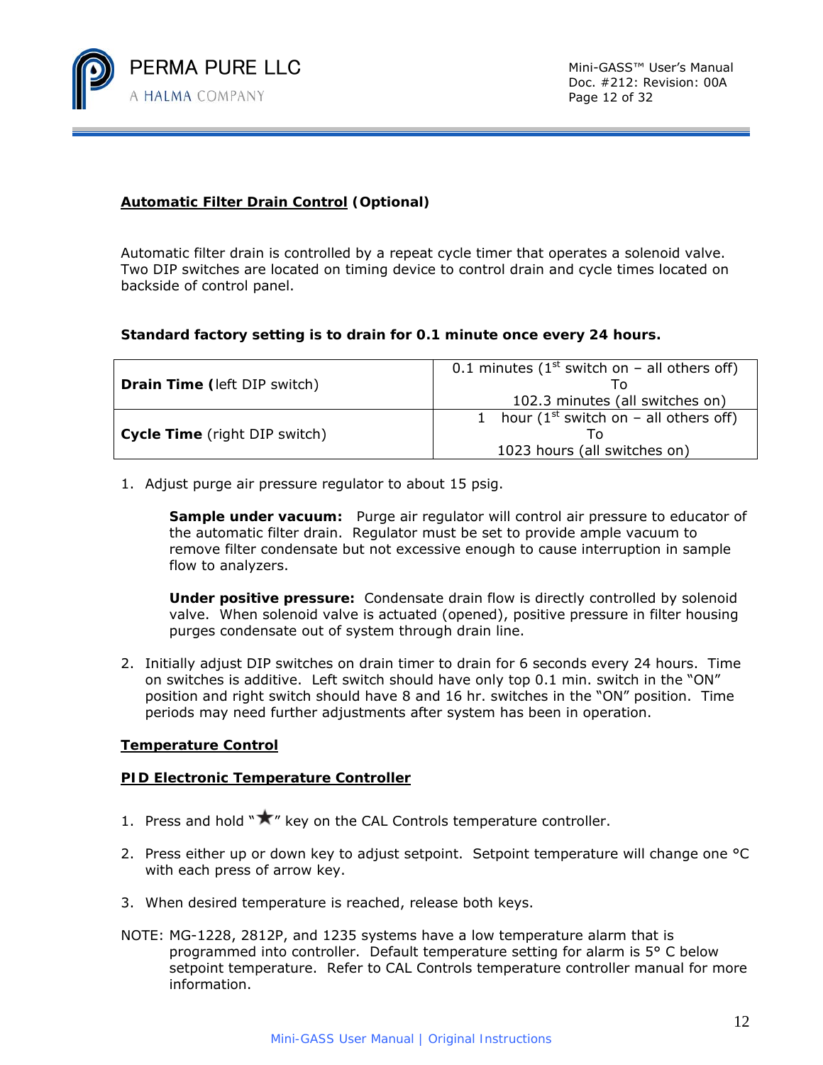**Automatic Filter Drain Control (Optional)**

Automatic filter drain is controlled by a repeat cycle timer that operates a solenoid valve. Two DIP switches are located on timing device to control drain and cycle times located on backside of control panel.

**Standard factory setting is to drain for 0.1 minute once every 24 hours.**

| | |
|---|---|
| **Drain Time (**left DIP switch) | 0.1 minutes (1st switch on – all others off) To 102.3 minutes (all switches on) |
| **Cycle Time** (right DIP switch) | 1 hour (1st switch on – all others off) To 1023 hours (all switches on) |

1. Adjust purge air pressure regulator to about 15 psig.

   **Sample under vacuum:** Purge air regulator will control air pressure to educator of the automatic filter drain. Regulator must be set to provide ample vacuum to remove filter condensate but not excessive enough to cause interruption in sample flow to analyzers.

   **Under positive pressure:** Condensate drain flow is directly controlled by solenoid valve. When solenoid valve is actuated (opened), positive pressure in filter housing purges condensate out of system through drain line.

2. Initially adjust DIP switches on drain timer to drain for 6 seconds every 24 hours. Time on switches is additive. Left switch should have only top 0.1 min. switch in the "ON" position and right switch should have 8 and 16 hr. switches in the "ON" position. Time periods may need further adjustments after system has been in operation.

**Temperature Control**

**PID Electronic Temperature Controller**

1. Press and hold "★" key on the CAL Controls temperature controller.

2. Press either up or down key to adjust setpoint. Setpoint temperature will change one °C with each press of arrow key.

3. When desired temperature is reached, release both keys.

NOTE: MG-1228, 2812P, and 1235 systems have a low temperature alarm that is programmed into controller. Default temperature setting for alarm is 5° C below setpoint temperature. Refer to CAL Controls temperature controller manual for more information.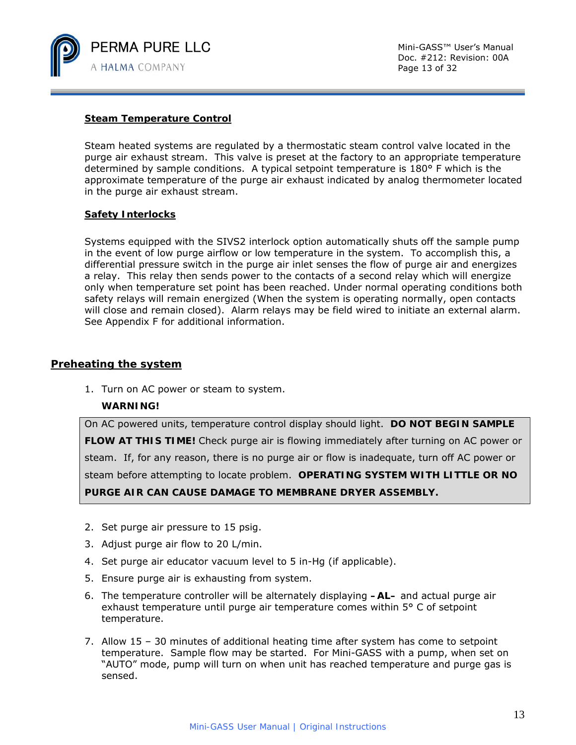### Steam Temperature Control

Steam heated systems are regulated by a thermostatic steam control valve located in the purge air exhaust stream. This valve is preset at the factory to an appropriate temperature determined by sample conditions. A typical setpoint temperature is 180° F which is the approximate temperature of the purge air exhaust indicated by analog thermometer located in the purge air exhaust stream.

### Safety Interlocks

Systems equipped with the SIVS2 interlock option automatically shuts off the sample pump in the event of low purge airflow or low temperature in the system. To accomplish this, a differential pressure switch in the purge air inlet senses the flow of purge air and energizes a relay. This relay then sends power to the contacts of a second relay which will energize only when temperature set point has been reached. Under normal operating conditions both safety relays will remain energized (When the system is operating normally, open contacts will close and remain closed). Alarm relays may be field wired to initiate an external alarm. See Appendix F for additional information.

## Preheating the system

1. Turn on AC power or steam to system.

   **WARNING!**

> On AC powered units, temperature control display should light. **DO NOT BEGIN SAMPLE FLOW AT THIS TIME!** Check purge air is flowing immediately after turning on AC power or steam. If, for any reason, there is no purge air or flow is inadequate, turn off AC power or steam before attempting to locate problem. **OPERATING SYSTEM WITH LITTLE OR NO PURGE AIR CAN CAUSE DAMAGE TO MEMBRANE DRYER ASSEMBLY.**

2. Set purge air pressure to 15 psig.
3. Adjust purge air flow to 20 L/min.
4. Set purge air educator vacuum level to 5 in-Hg (if applicable).
5. Ensure purge air is exhausting from system.
6. The temperature controller will be alternately displaying **–AL–** and actual purge air exhaust temperature until purge air temperature comes within 5° C of setpoint temperature.
7. Allow 15 – 30 minutes of additional heating time after system has come to setpoint temperature. Sample flow may be started. For Mini-GASS with a pump, when set on "AUTO" mode, pump will turn on when unit has reached temperature and purge gas is sensed.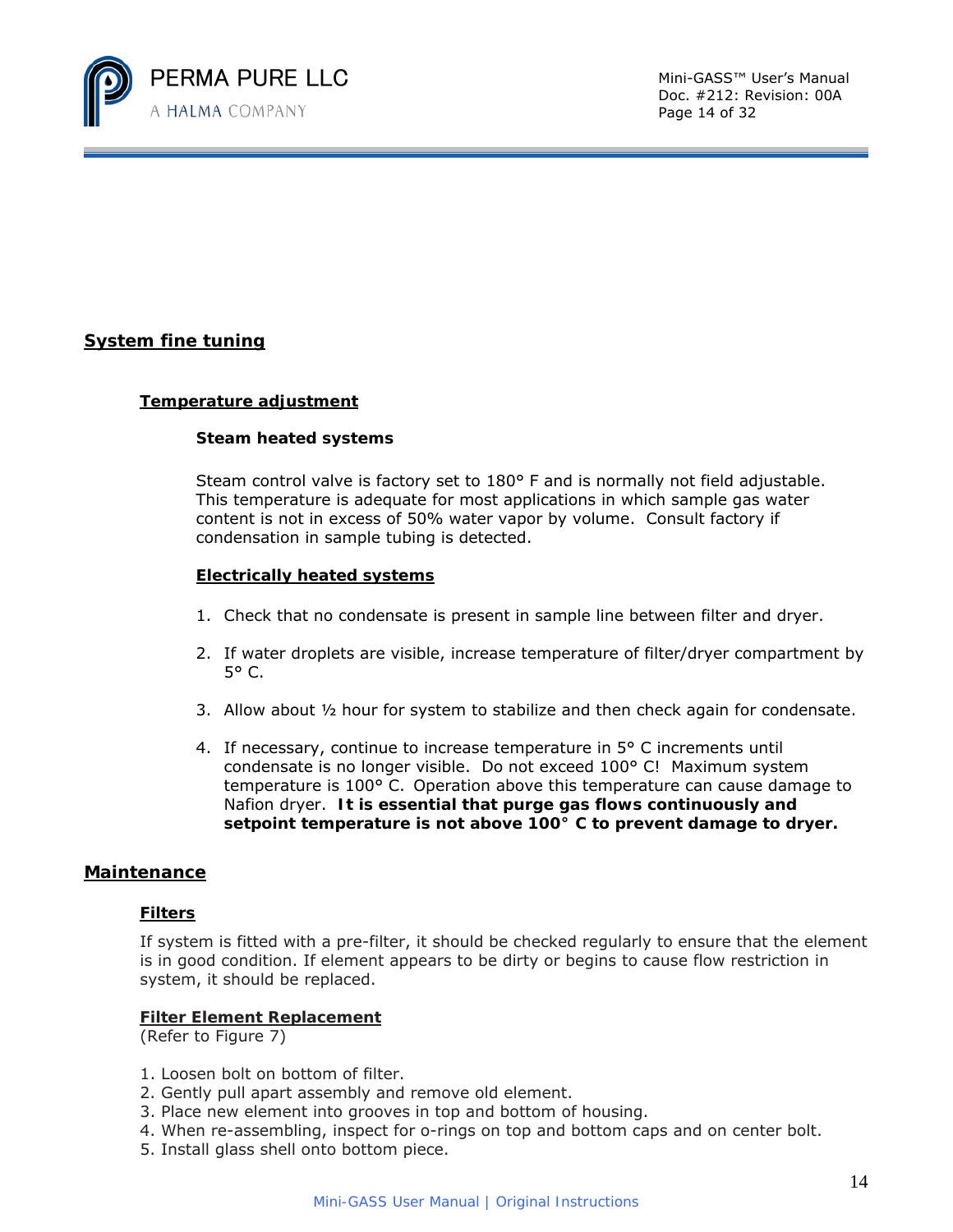## System fine tuning

### Temperature adjustment

**Steam heated systems**

Steam control valve is factory set to 180° F and is normally not field adjustable. This temperature is adequate for most applications in which sample gas water content is not in excess of 50% water vapor by volume. Consult factory if condensation in sample tubing is detected.

**Electrically heated systems**

1. Check that no condensate is present in sample line between filter and dryer.
2. If water droplets are visible, increase temperature of filter/dryer compartment by 5° C.
3. Allow about ½ hour for system to stabilize and then check again for condensate.
4. If necessary, continue to increase temperature in 5° C increments until condensate is no longer visible. Do not exceed 100° C! Maximum system temperature is 100° C. Operation above this temperature can cause damage to Nafion dryer. **It is essential that purge gas flows continuously and setpoint temperature is not above 100° C to prevent damage to dryer.**

## Maintenance

### Filters

If system is fitted with a pre-filter, it should be checked regularly to ensure that the element is in good condition. If element appears to be dirty or begins to cause flow restriction in system, it should be replaced.

### Filter Element Replacement

(Refer to Figure 7)

1. Loosen bolt on bottom of filter.
2. Gently pull apart assembly and remove old element.
3. Place new element into grooves in top and bottom of housing.
4. When re-assembling, inspect for o-rings on top and bottom caps and on center bolt.
5. Install glass shell onto bottom piece.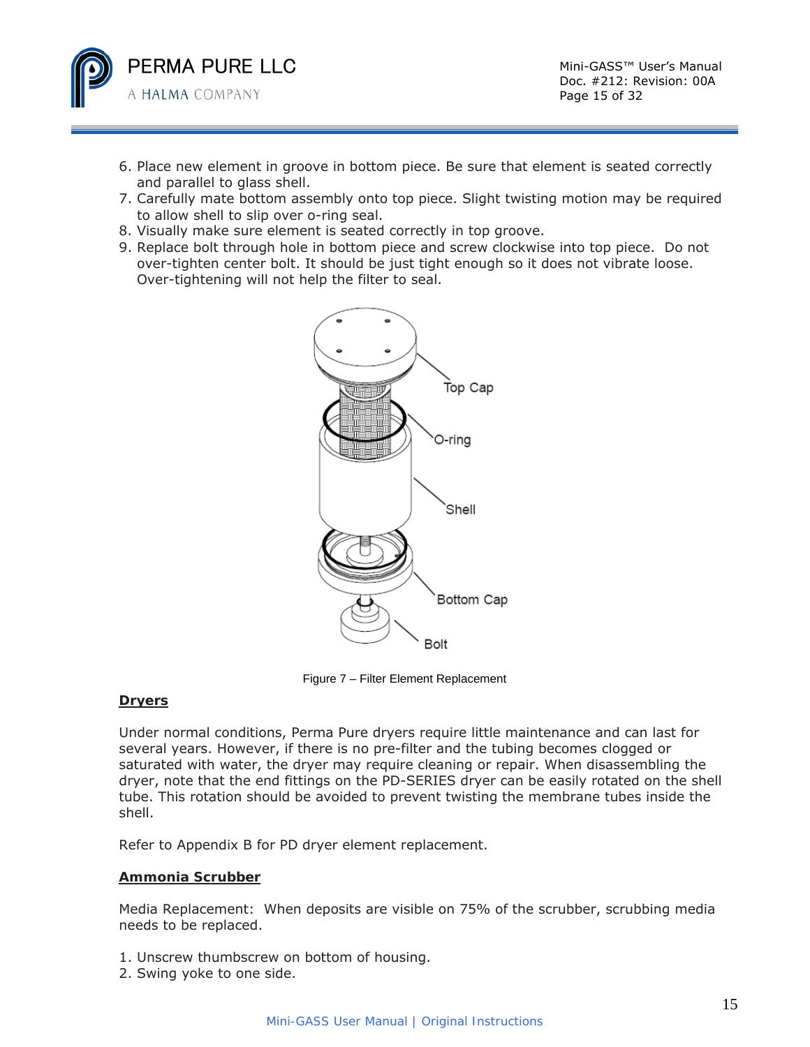6. Place new element in groove in bottom piece. Be sure that element is seated correctly and parallel to glass shell.
7. Carefully mate bottom assembly onto top piece. Slight twisting motion may be required to allow shell to slip over o-ring seal.
8. Visually make sure element is seated correctly in top groove.
9. Replace bolt through hole in bottom piece and screw clockwise into top piece. Do not over-tighten center bolt. It should be just tight enough so it does not vibrate loose. Over-tightening will not help the filter to seal.

Figure 7 – Filter Element Replacement

**Dryers**

Under normal conditions, Perma Pure dryers require little maintenance and can last for several years. However, if there is no pre-filter and the tubing becomes clogged or saturated with water, the dryer may require cleaning or repair. When disassembling the dryer, note that the end fittings on the PD-SERIES dryer can be easily rotated on the shell tube. This rotation should be avoided to prevent twisting the membrane tubes inside the shell.

Refer to Appendix B for PD dryer element replacement.

**Ammonia Scrubber**

Media Replacement: When deposits are visible on 75% of the scrubber, scrubbing media needs to be replaced.

1. Unscrew thumbscrew on bottom of housing.
2. Swing yoke to one side.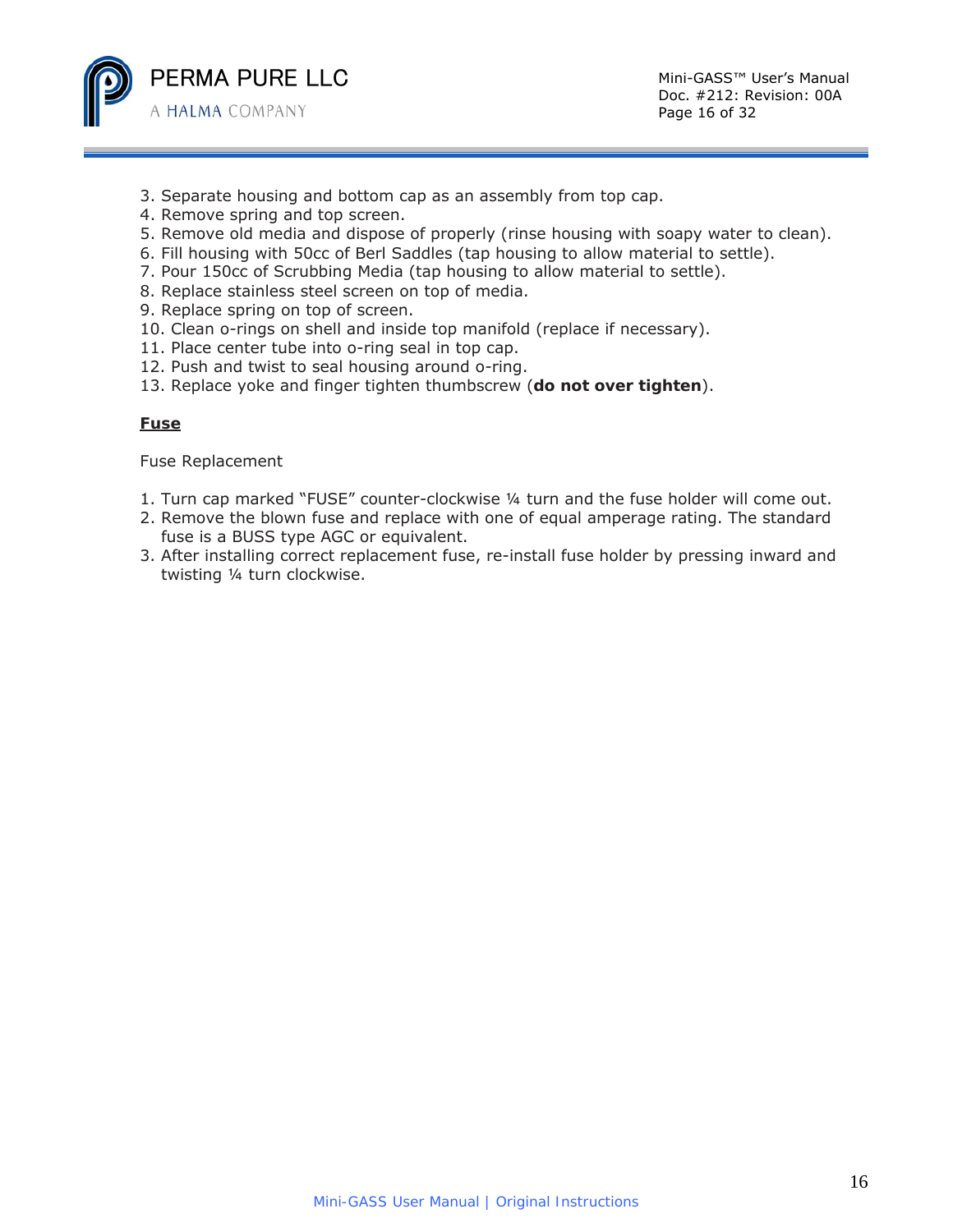3. Separate housing and bottom cap as an assembly from top cap.
4. Remove spring and top screen.
5. Remove old media and dispose of properly (rinse housing with soapy water to clean).
6. Fill housing with 50cc of Berl Saddles (tap housing to allow material to settle).
7. Pour 150cc of Scrubbing Media (tap housing to allow material to settle).
8. Replace stainless steel screen on top of media.
9. Replace spring on top of screen.
10. Clean o-rings on shell and inside top manifold (replace if necessary).
11. Place center tube into o-ring seal in top cap.
12. Push and twist to seal housing around o-ring.
13. Replace yoke and finger tighten thumbscrew (**do not over tighten**).

**Fuse**

Fuse Replacement

1. Turn cap marked "FUSE" counter-clockwise ¼ turn and the fuse holder will come out.
2. Remove the blown fuse and replace with one of equal amperage rating. The standard fuse is a BUSS type AGC or equivalent.
3. After installing correct replacement fuse, re-install fuse holder by pressing inward and twisting ¼ turn clockwise.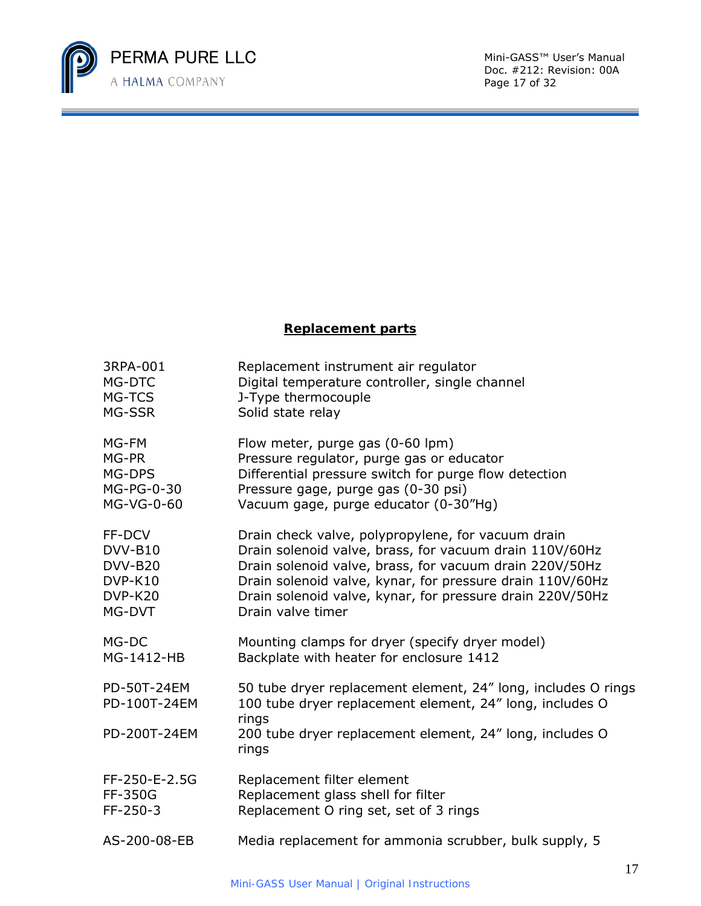## **Replacement parts**

| | |
|---|---|
| 3RPA-001 | Replacement instrument air regulator |
| MG-DTC | Digital temperature controller, single channel |
| MG-TCS | J-Type thermocouple |
| MG-SSR | Solid state relay |
| | |
| MG-FM | Flow meter, purge gas (0-60 lpm) |
| MG-PR | Pressure regulator, purge gas or educator |
| MG-DPS | Differential pressure switch for purge flow detection |
| MG-PG-0-30 | Pressure gage, purge gas (0-30 psi) |
| MG-VG-0-60 | Vacuum gage, purge educator (0-30"Hg) |
| | |
| FF-DCV | Drain check valve, polypropylene, for vacuum drain |
| DVV-B10 | Drain solenoid valve, brass, for vacuum drain 110V/60Hz |
| DVV-B20 | Drain solenoid valve, brass, for vacuum drain 220V/50Hz |
| DVP-K10 | Drain solenoid valve, kynar, for pressure drain 110V/60Hz |
| DVP-K20 | Drain solenoid valve, kynar, for pressure drain 220V/50Hz |
| MG-DVT | Drain valve timer |
| | |
| MG-DC | Mounting clamps for dryer (specify dryer model) |
| MG-1412-HB | Backplate with heater for enclosure 1412 |
| | |
| PD-50T-24EM | 50 tube dryer replacement element, 24" long, includes O rings |
| PD-100T-24EM | 100 tube dryer replacement element, 24" long, includes O rings |
| PD-200T-24EM | 200 tube dryer replacement element, 24" long, includes O rings |
| | |
| FF-250-E-2.5G | Replacement filter element |
| FF-350G | Replacement glass shell for filter |
| FF-250-3 | Replacement O ring set, set of 3 rings |
| | |
| AS-200-08-EB | Media replacement for ammonia scrubber, bulk supply, 5 |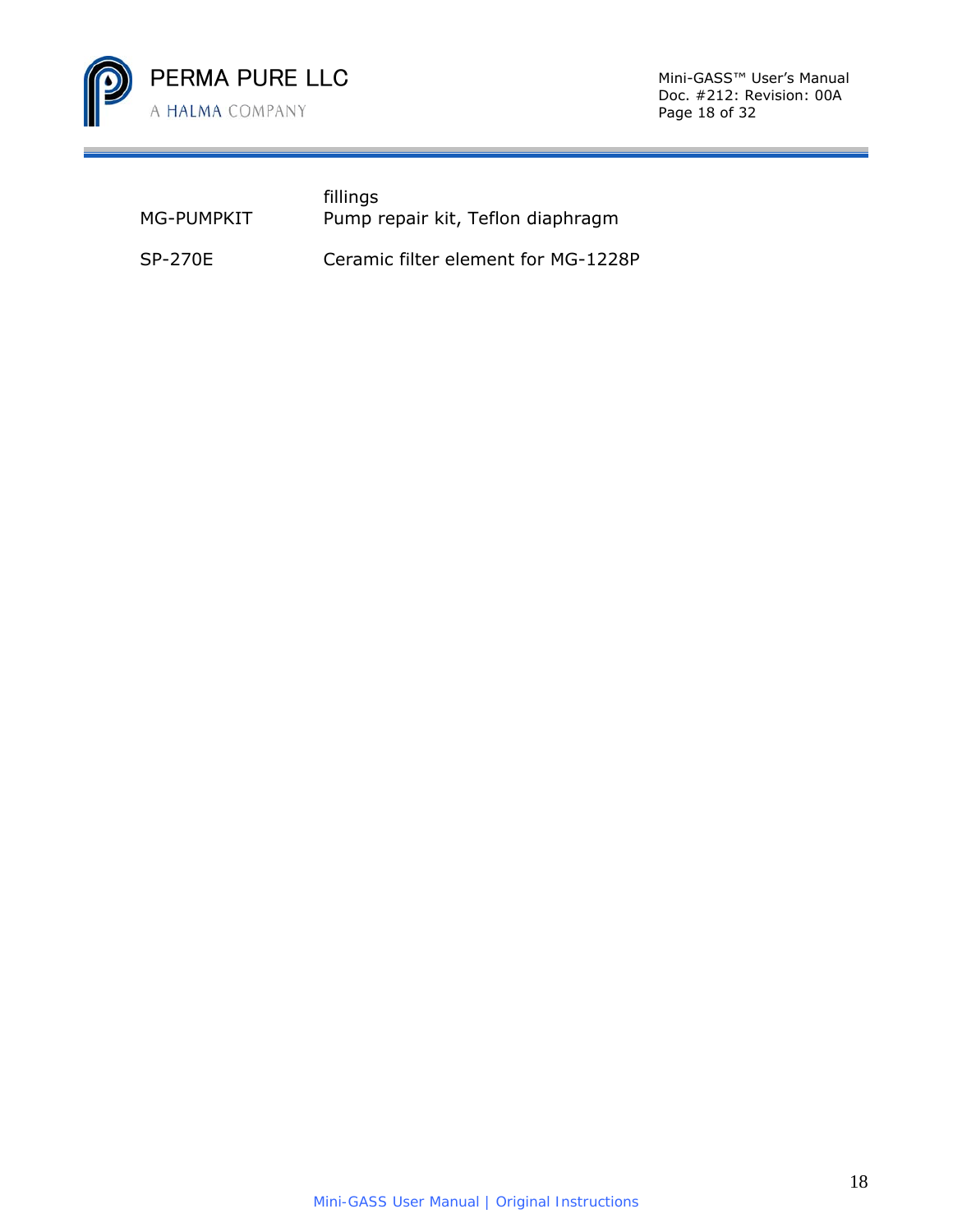| | |
|---|---|
| | fillings |
| MG-PUMPKIT | Pump repair kit, Teflon diaphragm |
| SP-270E | Ceramic filter element for MG-1228P |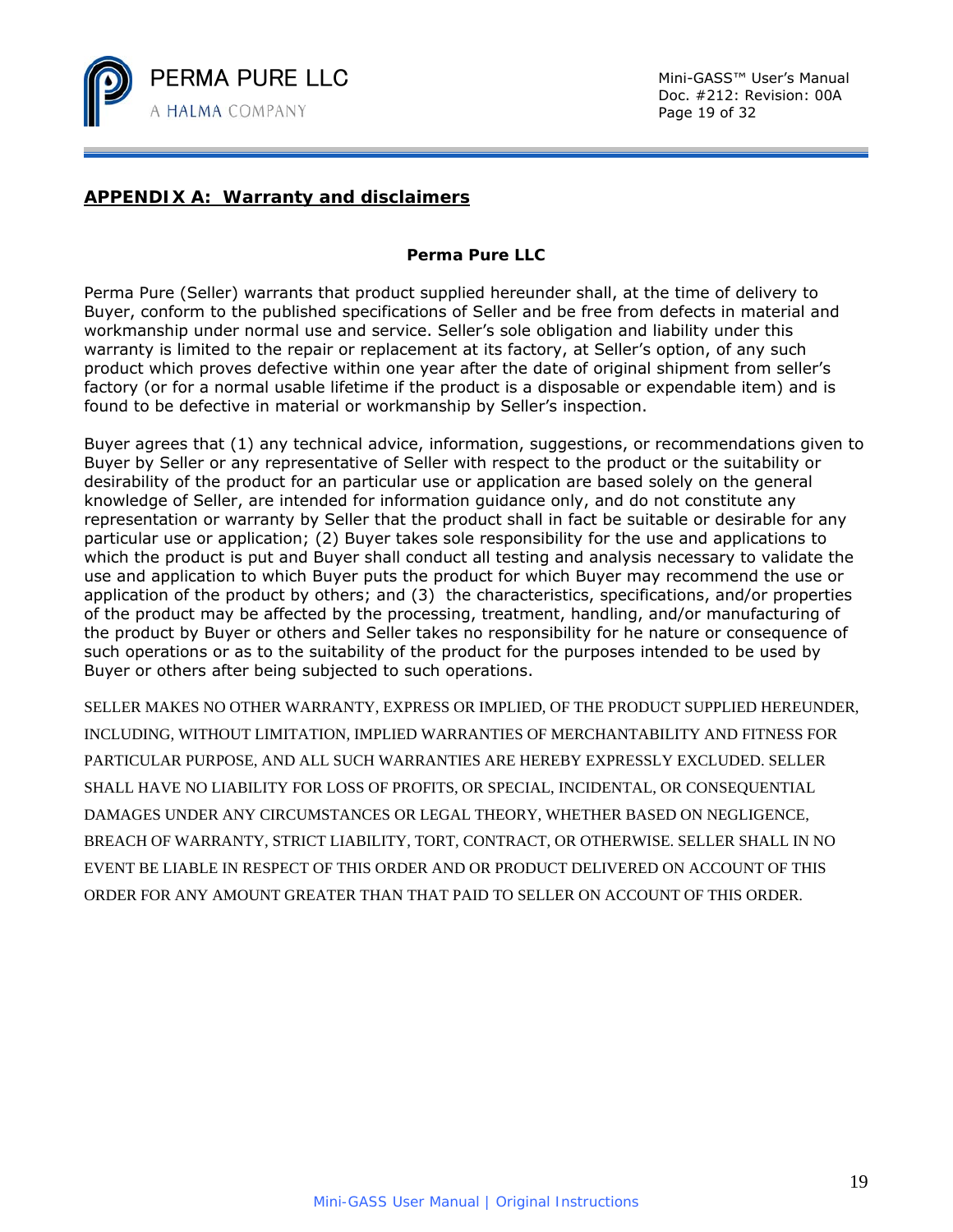## APPENDIX A: Warranty and disclaimers

**Perma Pure LLC**

Perma Pure (Seller) warrants that product supplied hereunder shall, at the time of delivery to Buyer, conform to the published specifications of Seller and be free from defects in material and workmanship under normal use and service. Seller's sole obligation and liability under this warranty is limited to the repair or replacement at its factory, at Seller's option, of any such product which proves defective within one year after the date of original shipment from seller's factory (or for a normal usable lifetime if the product is a disposable or expendable item) and is found to be defective in material or workmanship by Seller's inspection.

Buyer agrees that (1) any technical advice, information, suggestions, or recommendations given to Buyer by Seller or any representative of Seller with respect to the product or the suitability or desirability of the product for an particular use or application are based solely on the general knowledge of Seller, are intended for information guidance only, and do not constitute any representation or warranty by Seller that the product shall in fact be suitable or desirable for any particular use or application; (2) Buyer takes sole responsibility for the use and applications to which the product is put and Buyer shall conduct all testing and analysis necessary to validate the use and application to which Buyer puts the product for which Buyer may recommend the use or application of the product by others; and (3) the characteristics, specifications, and/or properties of the product may be affected by the processing, treatment, handling, and/or manufacturing of the product by Buyer or others and Seller takes no responsibility for he nature or consequence of such operations or as to the suitability of the product for the purposes intended to be used by Buyer or others after being subjected to such operations.

SELLER MAKES NO OTHER WARRANTY, EXPRESS OR IMPLIED, OF THE PRODUCT SUPPLIED HEREUNDER, INCLUDING, WITHOUT LIMITATION, IMPLIED WARRANTIES OF MERCHANTABILITY AND FITNESS FOR PARTICULAR PURPOSE, AND ALL SUCH WARRANTIES ARE HEREBY EXPRESSLY EXCLUDED. SELLER SHALL HAVE NO LIABILITY FOR LOSS OF PROFITS, OR SPECIAL, INCIDENTAL, OR CONSEQUENTIAL DAMAGES UNDER ANY CIRCUMSTANCES OR LEGAL THEORY, WHETHER BASED ON NEGLIGENCE, BREACH OF WARRANTY, STRICT LIABILITY, TORT, CONTRACT, OR OTHERWISE. SELLER SHALL IN NO EVENT BE LIABLE IN RESPECT OF THIS ORDER AND OR PRODUCT DELIVERED ON ACCOUNT OF THIS ORDER FOR ANY AMOUNT GREATER THAN THAT PAID TO SELLER ON ACCOUNT OF THIS ORDER.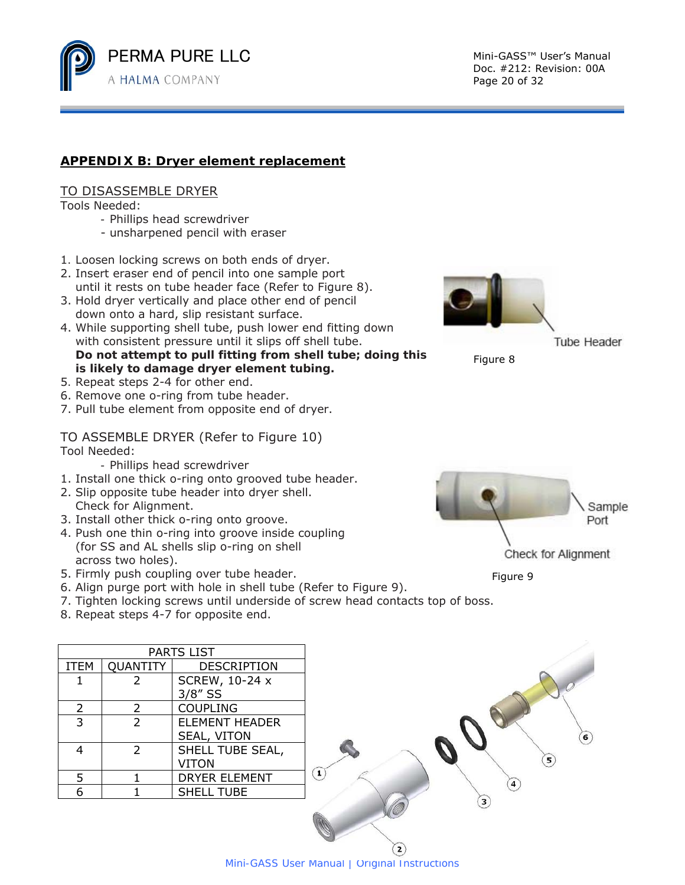## APPENDIX B: Dryer element replacement

TO DISASSEMBLE DRYER

Tools Needed:

- Phillips head screwdriver
- unsharpened pencil with eraser

1. Loosen locking screws on both ends of dryer.
2. Insert eraser end of pencil into one sample port until it rests on tube header face (Refer to Figure 8).
3. Hold dryer vertically and place other end of pencil down onto a hard, slip resistant surface.
4. While supporting shell tube, push lower end fitting down with consistent pressure until it slips off shell tube. **Do not attempt to pull fitting from shell tube; doing this is likely to damage dryer element tubing.**
5. Repeat steps 2-4 for other end.
6. Remove one o-ring from tube header.
7. Pull tube element from opposite end of dryer.

Tube Header

Figure 8

TO ASSEMBLE DRYER (Refer to Figure 10)

Tool Needed:

- Phillips head screwdriver

1. Install one thick o-ring onto grooved tube header.
2. Slip opposite tube header into dryer shell. Check for Alignment.
3. Install other thick o-ring onto groove.
4. Push one thin o-ring into groove inside coupling (for SS and AL shells slip o-ring on shell across two holes).
5. Firmly push coupling over tube header.
6. Align purge port with hole in shell tube (Refer to Figure 9).
7. Tighten locking screws until underside of screw head contacts top of boss.
8. Repeat steps 4-7 for opposite end.

Sample Port

Check for Alignment

Figure 9

| PARTS LIST | | |
|---|---|---|
| ITEM | QUANTITY | DESCRIPTION |
| 1 | 2 | SCREW, 10-24 x 3/8" SS |
| 2 | 2 | COUPLING |
| 3 | 2 | ELEMENT HEADER SEAL, VITON |
| 4 | 2 | SHELL TUBE SEAL, VITON |
| 5 | 1 | DRYER ELEMENT |
| 6 | 1 | SHELL TUBE |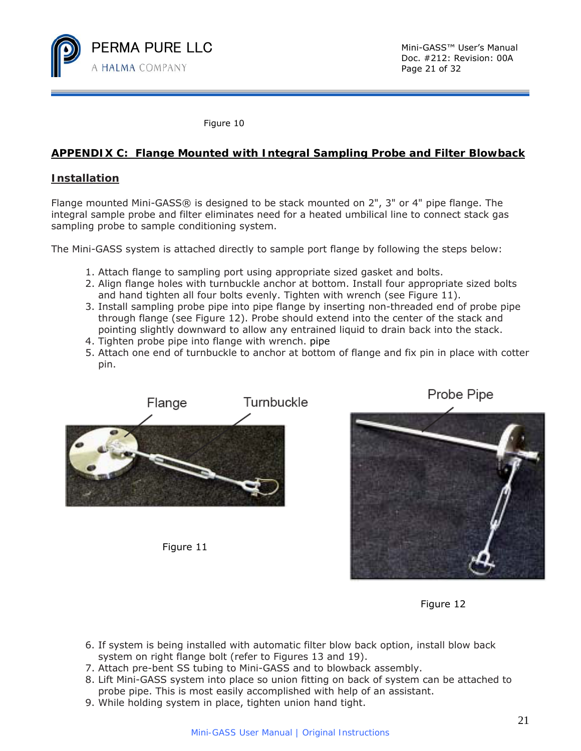Figure 10

## APPENDIX C: Flange Mounted with Integral Sampling Probe and Filter Blowback

### Installation

Flange mounted Mini-GASS® is designed to be stack mounted on 2", 3" or 4" pipe flange. The integral sample probe and filter eliminates need for a heated umbilical line to connect stack gas sampling probe to sample conditioning system.

The Mini-GASS system is attached directly to sample port flange by following the steps below:

1. Attach flange to sampling port using appropriate sized gasket and bolts.
2. Align flange holes with turnbuckle anchor at bottom. Install four appropriate sized bolts and hand tighten all four bolts evenly. Tighten with wrench (see Figure 11).
3. Install sampling probe pipe into pipe flange by inserting non-threaded end of probe pipe through flange (see Figure 12). Probe should extend into the center of the stack and pointing slightly downward to allow any entrained liquid to drain back into the stack.
4. Tighten probe pipe into flange with wrench. pipe
5. Attach one end of turnbuckle to anchor at bottom of flange and fix pin in place with cotter pin.

Figure 11

Figure 12

6. If system is being installed with automatic filter blow back option, install blow back system on right flange bolt (refer to Figures 13 and 19).
7. Attach pre-bent SS tubing to Mini-GASS and to blowback assembly.
8. Lift Mini-GASS system into place so union fitting on back of system can be attached to probe pipe. This is most easily accomplished with help of an assistant.
9. While holding system in place, tighten union hand tight.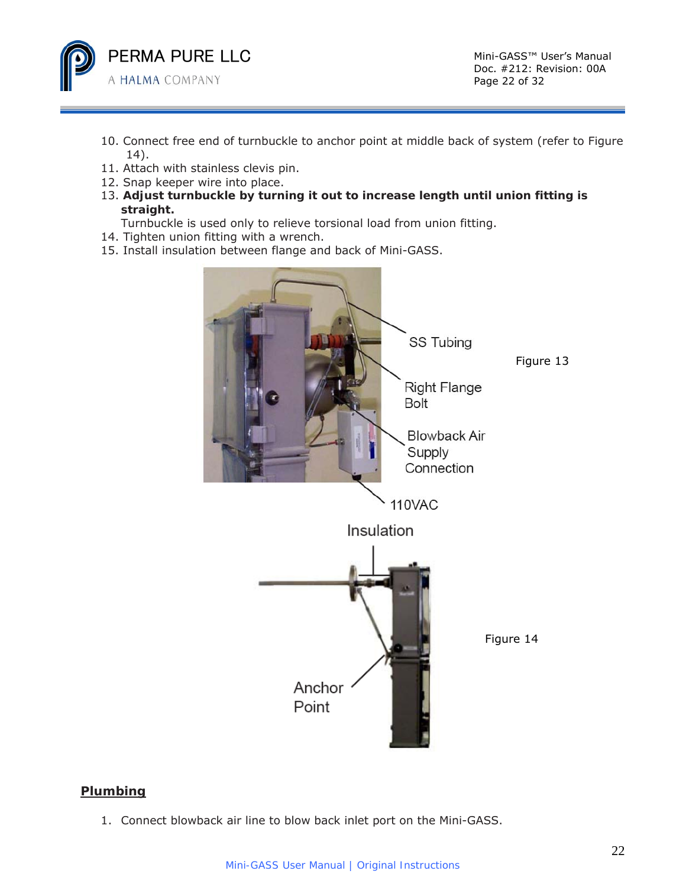10. Connect free end of turnbuckle to anchor point at middle back of system (refer to Figure 14).
11. Attach with stainless clevis pin.
12. Snap keeper wire into place.
13. **Adjust turnbuckle by turning it out to increase length until union fitting is straight.**
    Turnbuckle is used only to relieve torsional load from union fitting.
14. Tighten union fitting with a wrench.
15. Install insulation between flange and back of Mini-GASS.

SS Tubing

Right Flange Bolt

Blowback Air Supply Connection

110VAC

Figure 13

Insulation

Anchor Point

Figure 14

## Plumbing

1. Connect blowback air line to blow back inlet port on the Mini-GASS.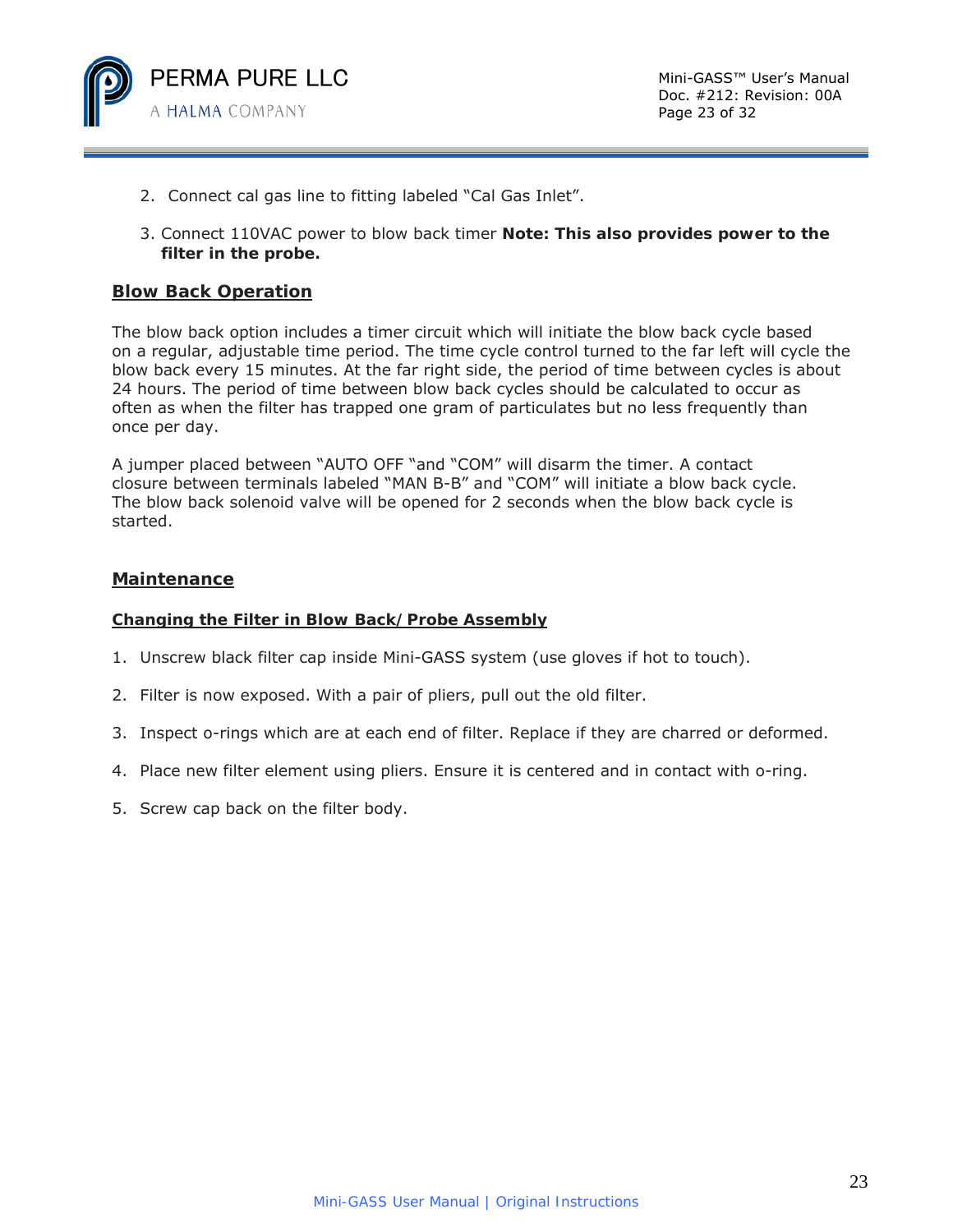2. Connect cal gas line to fitting labeled "Cal Gas Inlet".

3. Connect 110VAC power to blow back timer **Note: This also provides power to the filter in the probe.**

## Blow Back Operation

The blow back option includes a timer circuit which will initiate the blow back cycle based on a regular, adjustable time period. The time cycle control turned to the far left will cycle the blow back every 15 minutes. At the far right side, the period of time between cycles is about 24 hours. The period of time between blow back cycles should be calculated to occur as often as when the filter has trapped one gram of particulates but no less frequently than once per day.

A jumper placed between "AUTO OFF "and "COM" will disarm the timer. A contact closure between terminals labeled "MAN B-B" and "COM" will initiate a blow back cycle. The blow back solenoid valve will be opened for 2 seconds when the blow back cycle is started.

## Maintenance

### Changing the Filter in Blow Back/Probe Assembly

1. Unscrew black filter cap inside Mini-GASS system (use gloves if hot to touch).

2. Filter is now exposed. With a pair of pliers, pull out the old filter.

3. Inspect o-rings which are at each end of filter. Replace if they are charred or deformed.

4. Place new filter element using pliers. Ensure it is centered and in contact with o-ring.

5. Screw cap back on the filter body.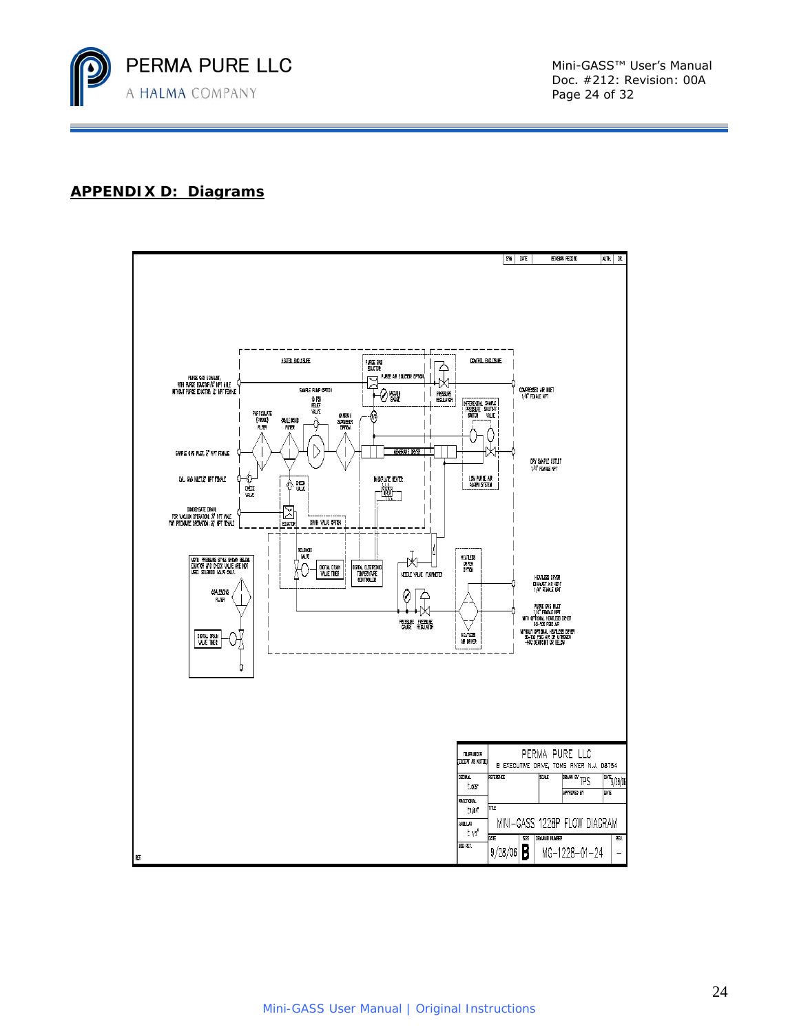## APPENDIX D: Diagrams

HEATED ENCLOSURE

CONTROL ENCLOSURE

PURGE GAS EXHAUST, WITH PURGE EDUCTOR 1/4" NPT MALE WITHOUT PURGE EDUCTOR 1/4" NPT FEMALE

PURGE GAS EDUCTOR

PURGE AIR EDUCTOR OPTION

VACUUM GAGE

PRESSURE REGULATOR

COMPRESSED AIR INLET 1/4" FEMALE NPT

SAMPLE PUMP OPTION

10 PSI RELIEF VALVE

PARTICULATE (PROBE) FILTER

COALESCING FILTER

AMMONIA SCRUBBER OPTION

DIFFERENTIAL PRESSURE SWITCH

SAMPLE SHUTOFF VALVE

SAMPLE GAS INLET 1/4" NPT FEMALE

MEMBRANE DRYER

DRY SAMPLE OUTLET 1/4" FEMALE NPT

CAL GAS INLET 1/4" NPT FEMALE

CHECK VALVE

INSULATED HEATER

LOW PURGE AIR ALARM SYSTEM

CONDENSATE DRAIN FOR VACUUM OPERATION: 1/4" NPT MALE FOR PRESSURE OPERATION: 1/4" NPT FEMALE

EDUCTOR

DRAIN VALVE OPTION

NOTE: PRESSURE STYLE SHOWN BELOW. EDUCTOR AND CHECK VALVE ARE NOT USED. SOLENOID VALVE ONLY.

COALESCING FILTER

DIGITAL DRAIN VALVE TIMER

SOLENOID VALVE

DIGITAL DRAIN VALVE TIMER

DIGITAL ELECTRONIC TEMPERATURE CONTROLLER

NEEDLE VALVE FLOWMETER

HEATLESS DRYER OPTION

HEATLESS DRYER EXHAUST AIR VENT 1/4" FEMALE NPT

PURGE GAS INLET 1/4" FEMALE NPT WITH OPTIONAL HEATLESS DRYER 60-100 PSIG AIR WITHOUT OPTIONAL HEATLESS DRYER 30-100 PSIG AIR OR NITROGEN -40°C DEWPOINT OR BELOW

PRESSURE GAUGE

PRESSURE REGULATOR

HEATLESS AIR DRYER

| SYM | DATE | REVISION RECORD | AUTH. | CK. |
|---|---|---|---|---|

| TOLERANCES (EXCEPT AS NOTED) | PERMA PURE LLC 8 EXECUTIVE DRIVE, TOMS RIVER N.J. 08754 | | | |
|---|---|---|---|---|
| DECIMAL ±.005" | REFERENCE | SCALE | DRAWN BY TPS | DATE 9/28/06 |
| FRACTIONAL ±1/64" | | | APPROVED BY | DATE |
| ANGULAR ±1/2° | TITLE MINI-GASS 1228P FLOW DIAGRAM | | | |
| JOB REF. | DATE 9/28/06 | SIZE B | DRAWING NUMBER MG-1228-01-24 | REV. – |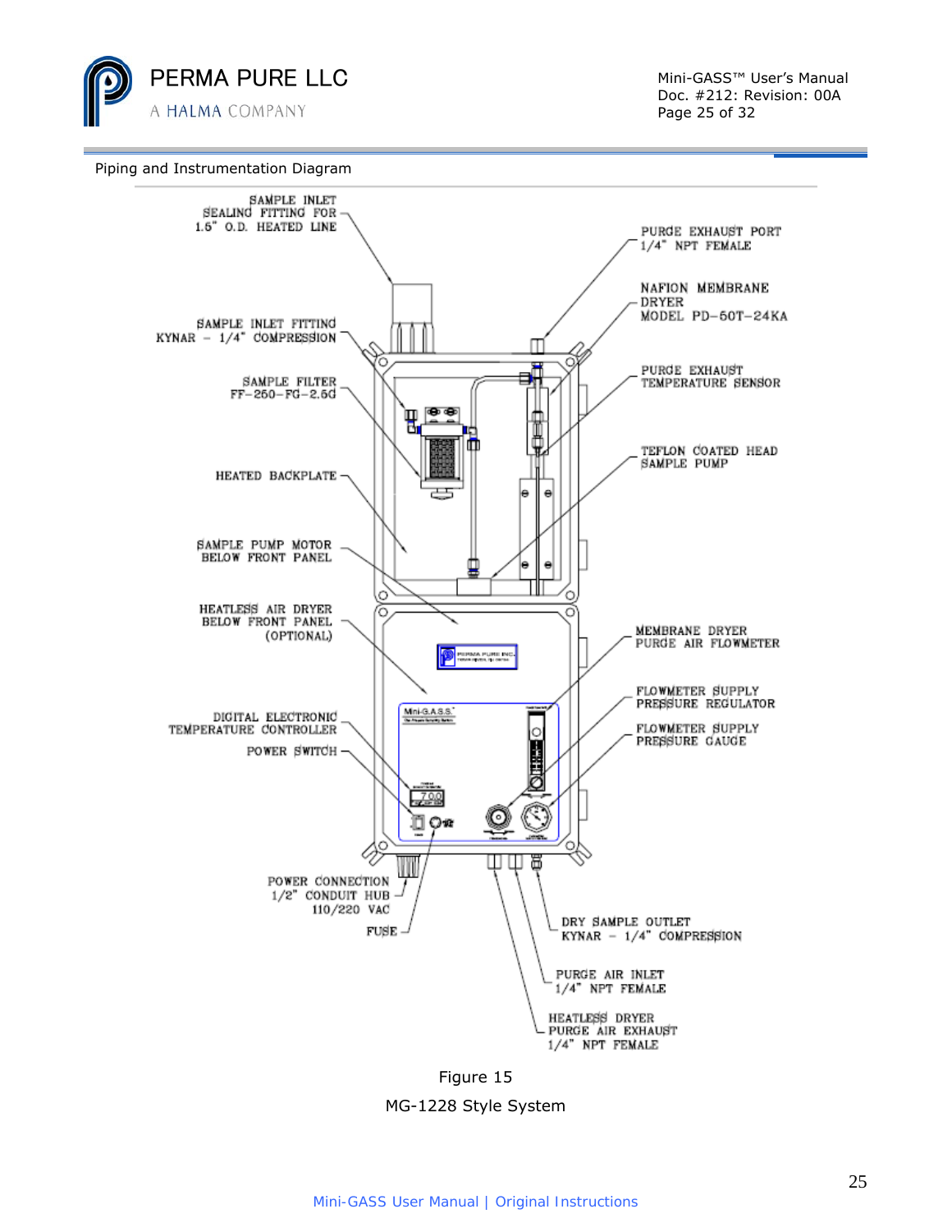Piping and Instrumentation Diagram

SAMPLE INLET SEALING FITTING FOR 1.5" O.D. HEATED LINE

SAMPLE INLET FITTING KYNAR – 1/4" COMPRESSION

SAMPLE FILTER FF-250-FG-2.5G

HEATED BACKPLATE

SAMPLE PUMP MOTOR BELOW FRONT PANEL

HEATLESS AIR DRYER BELOW FRONT PANEL (OPTIONAL)

DIGITAL ELECTRONIC TEMPERATURE CONTROLLER

POWER SWITCH

POWER CONNECTION 1/2" CONDUIT HUB 110/220 VAC

FUSE

PURGE EXHAUST PORT 1/4" NPT FEMALE

NAFION MEMBRANE DRYER MODEL PD-50T-24KA

PURGE EXHAUST TEMPERATURE SENSOR

TEFLON COATED HEAD SAMPLE PUMP

MEMBRANE DRYER PURGE AIR FLOWMETER

FLOWMETER SUPPLY PRESSURE REGULATOR

FLOWMETER SUPPLY PRESSURE GAUGE

DRY SAMPLE OUTLET KYNAR – 1/4" COMPRESSION

PURGE AIR INLET 1/4" NPT FEMALE

HEATLESS DRYER PURGE AIR EXHAUST 1/4" NPT FEMALE

Figure 15

MG-1228 Style System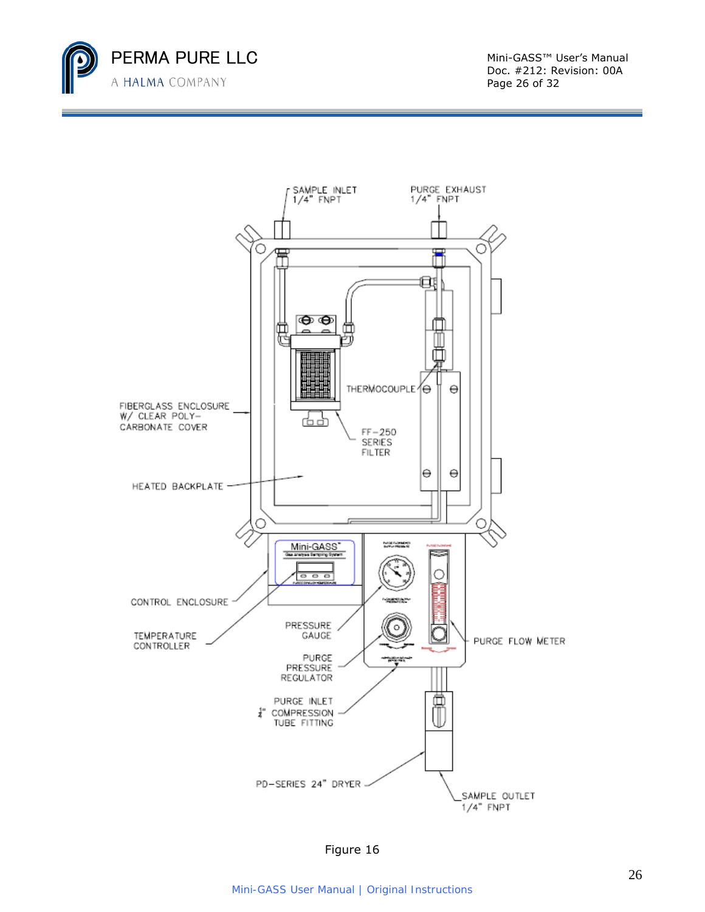SAMPLE INLET
1/4" FNPT

PURGE EXHAUST
1/4" FNPT

THERMOCOUPLE

FIBERGLASS ENCLOSURE
W/ CLEAR POLY-
CARBONATE COVER

FF-250
SERIES
FILTER

HEATED BACKPLATE

CONTROL ENCLOSURE

TEMPERATURE
CONTROLLER

PRESSURE
GAUGE

PURGE FLOW METER

PURGE
PRESSURE
REGULATOR

PURGE INLET
1/4" COMPRESSION
TUBE FITTING

PD-SERIES 24" DRYER

SAMPLE OUTLET
1/4" FNPT

Figure 16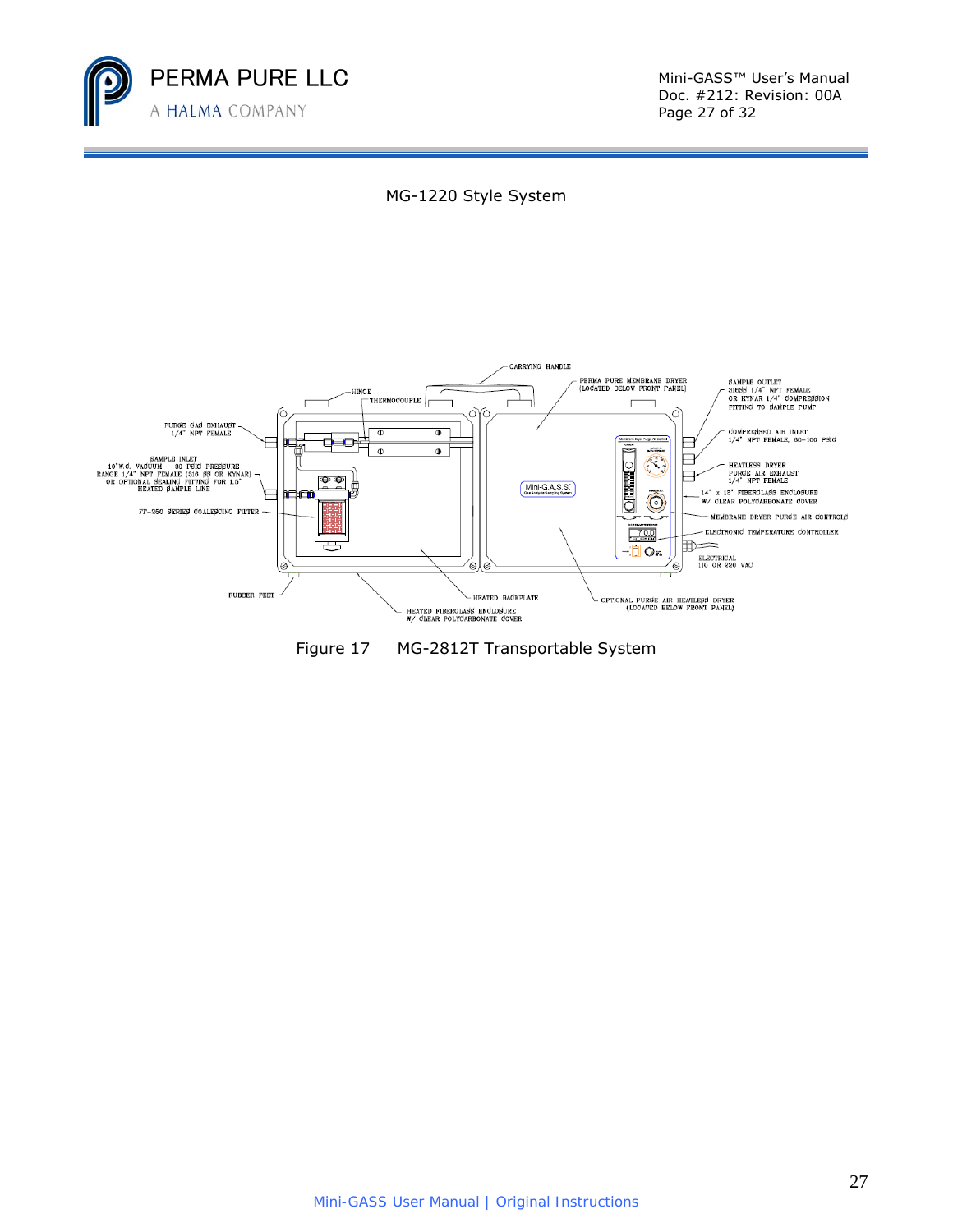MG-1220 Style System

CARRYING HANDLE

HINGE

THERMOCOUPLE

PERMA PURE MEMBRANE DRYER (LOCATED BELOW FRONT PANEL)

SAMPLE OUTLET 316SS 1/4" NPT FEMALE OR KYNAR 1/4" COMPRESSION FITTING TO SAMPLE PUMP

PURGE GAS EXHAUST 1/4" NPT FEMALE

COMPRESSED AIR INLET 1/4" NPT FEMALE, 60-100 PSIG

SAMPLE INLET 10"W.C. VACUUM - 30 PSIG PRESSURE RANGE 1/4" NPT FEMALE (316 SS OR KYNAR) OR OPTIONAL SEALING FITTING FOR 1.5" HEATED SAMPLE LINE

HEATLESS DRYER PURGE AIR EXHAUST 1/4" NPT FEMALE

14" x 12" FIBERGLASS ENCLOSURE W/ CLEAR POLYCARBONATE COVER

FF-250 SERIES COALESCING FILTER

MEMBRANE DRYER PURGE AIR CONTROLS

ELECTRONIC TEMPERATURE CONTROLLER

ELECTRICAL 110 OR 220 VAC

RUBBER FEET

HEATED BACKPLATE

OPTIONAL PURGE AIR HEATLESS DRYER (LOCATED BELOW FRONT PANEL)

HEATED FIBERGLASS ENCLOSURE W/ CLEAR POLYCARBONATE COVER

Figure 17 MG-2812T Transportable System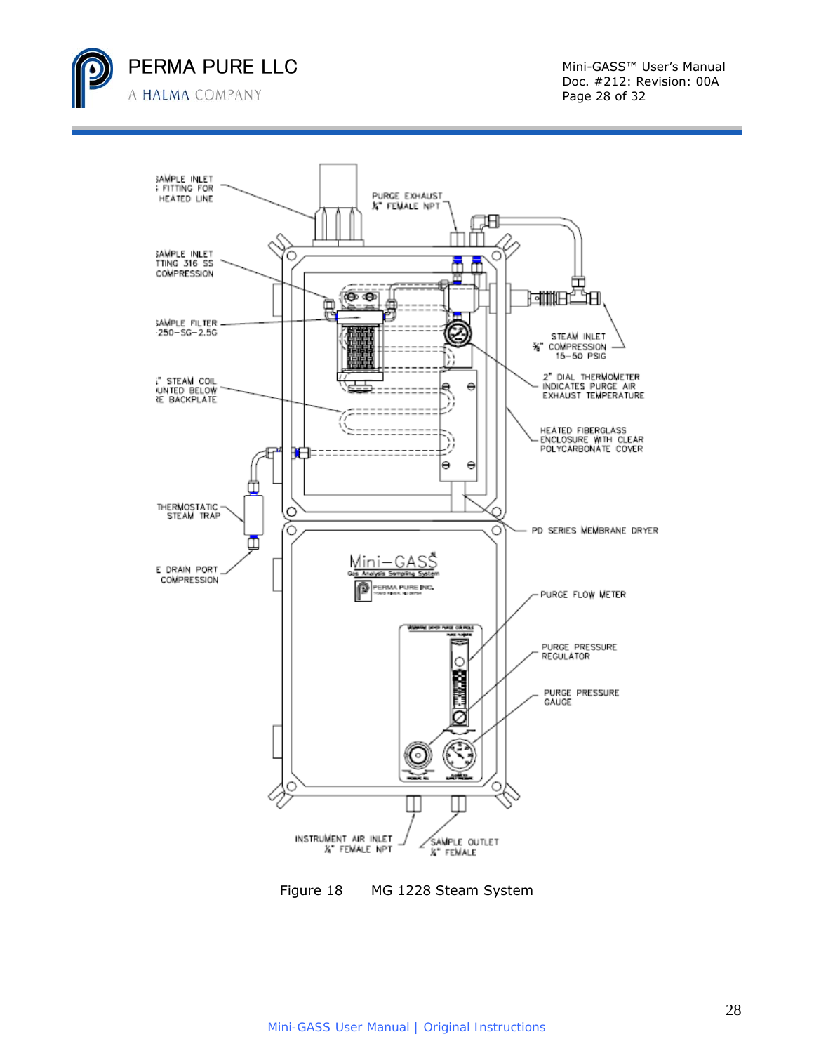SAMPLE INLET FITTING FOR HEATED LINE

PURGE EXHAUST ¼" FEMALE NPT

SAMPLE INLET FITTING 316 SS COMPRESSION

SAMPLE FILTER 250-SG-2.5G

STEAM INLET ⅜" COMPRESSION 15-50 PSIG

2" DIAL THERMOMETER INDICATES PURGE AIR EXHAUST TEMPERATURE

STEAM COIL MOUNTED BELOW THE BACKPLATE

HEATED FIBERGLASS ENCLOSURE WITH CLEAR POLYCARBONATE COVER

THERMOSTATIC STEAM TRAP

PD SERIES MEMBRANE DRYER

DRAIN PORT COMPRESSION

PURGE FLOW METER

PURGE PRESSURE REGULATOR

PURGE PRESSURE GAUGE

INSTRUMENT AIR INLET ¼" FEMALE NPT

SAMPLE OUTLET ¼" FEMALE

Figure 18 MG 1228 Steam System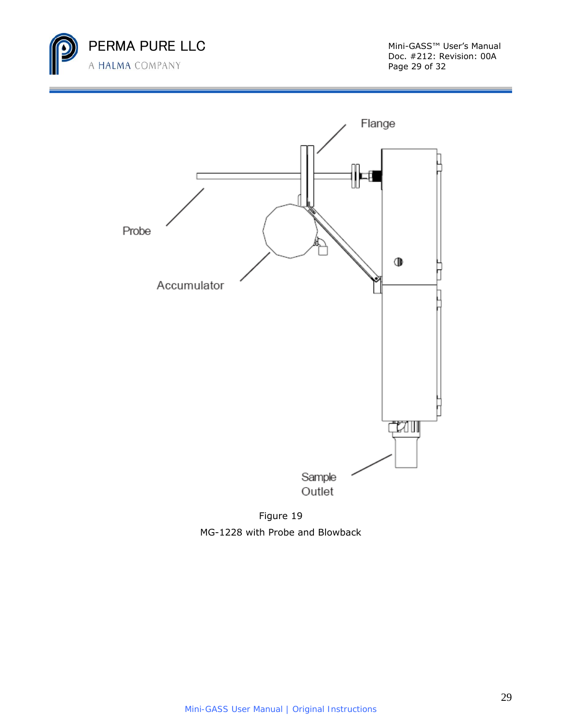Flange

Probe

Accumulator

Sample Outlet

Figure 19

MG-1228 with Probe and Blowback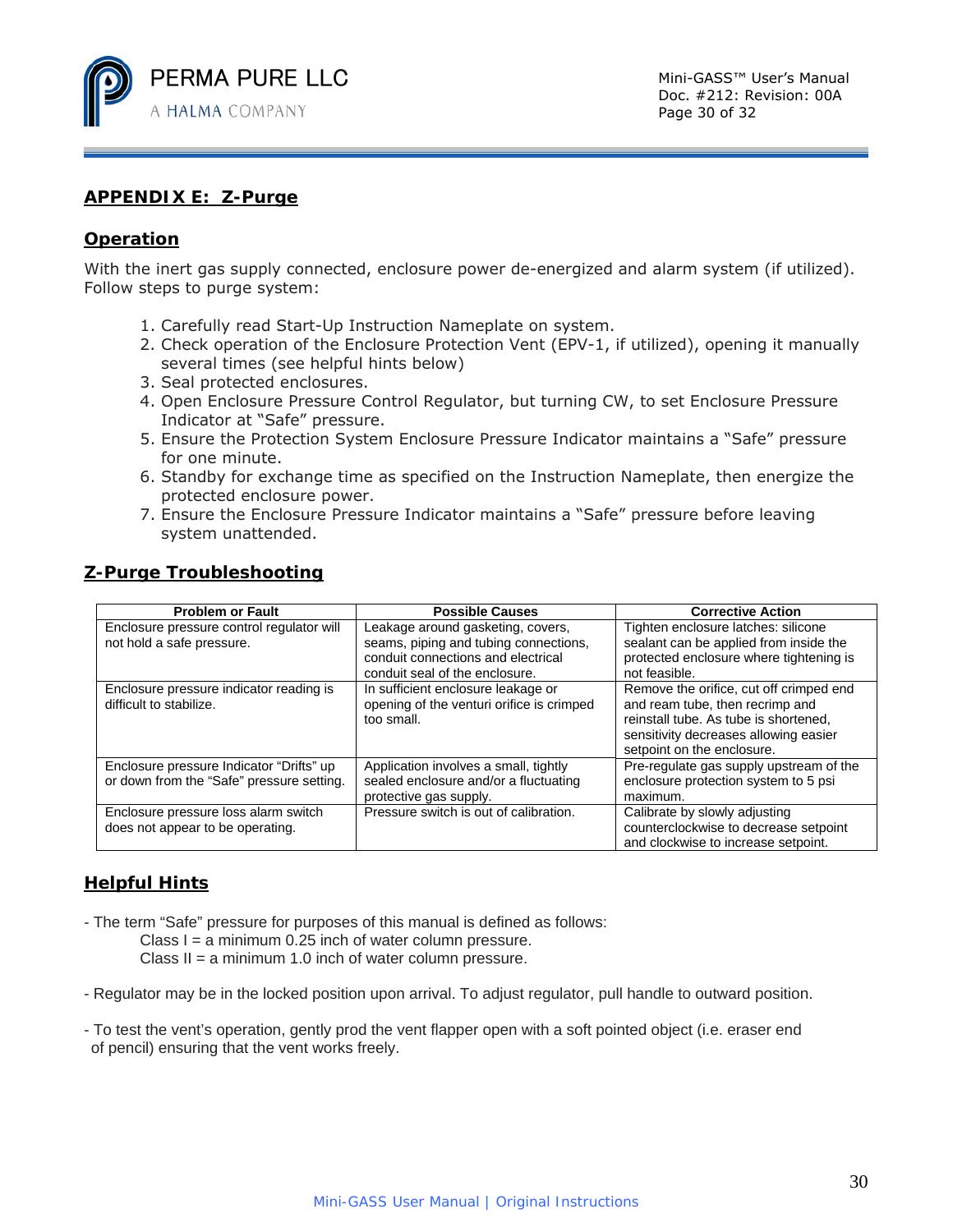## APPENDIX E: Z-Purge

### Operation

With the inert gas supply connected, enclosure power de-energized and alarm system (if utilized). Follow steps to purge system:

1. Carefully read Start-Up Instruction Nameplate on system.
2. Check operation of the Enclosure Protection Vent (EPV-1, if utilized), opening it manually several times (see helpful hints below)
3. Seal protected enclosures.
4. Open Enclosure Pressure Control Regulator, but turning CW, to set Enclosure Pressure Indicator at "Safe" pressure.
5. Ensure the Protection System Enclosure Pressure Indicator maintains a "Safe" pressure for one minute.
6. Standby for exchange time as specified on the Instruction Nameplate, then energize the protected enclosure power.
7. Ensure the Enclosure Pressure Indicator maintains a "Safe" pressure before leaving system unattended.

### Z-Purge Troubleshooting

| Problem or Fault | Possible Causes | Corrective Action |
|---|---|---|
| Enclosure pressure control regulator will not hold a safe pressure. | Leakage around gasketing, covers, seams, piping and tubing connections, conduit connections and electrical conduit seal of the enclosure. | Tighten enclosure latches: silicone sealant can be applied from inside the protected enclosure where tightening is not feasible. |
| Enclosure pressure indicator reading is difficult to stabilize. | In sufficient enclosure leakage or opening of the venturi orifice is crimped too small. | Remove the orifice, cut off crimped end and ream tube, then recrimp and reinstall tube. As tube is shortened, sensitivity decreases allowing easier setpoint on the enclosure. |
| Enclosure pressure Indicator "Drifts" up or down from the "Safe" pressure setting. | Application involves a small, tightly sealed enclosure and/or a fluctuating protective gas supply. | Pre-regulate gas supply upstream of the enclosure protection system to 5 psi maximum. |
| Enclosure pressure loss alarm switch does not appear to be operating. | Pressure switch is out of calibration. | Calibrate by slowly adjusting counterclockwise to decrease setpoint and clockwise to increase setpoint. |

### Helpful Hints

- The term "Safe" pressure for purposes of this manual is defined as follows:
  - Class I = a minimum 0.25 inch of water column pressure.
  - Class II = a minimum 1.0 inch of water column pressure.

- Regulator may be in the locked position upon arrival. To adjust regulator, pull handle to outward position.

- To test the vent's operation, gently prod the vent flapper open with a soft pointed object (i.e. eraser end of pencil) ensuring that the vent works freely.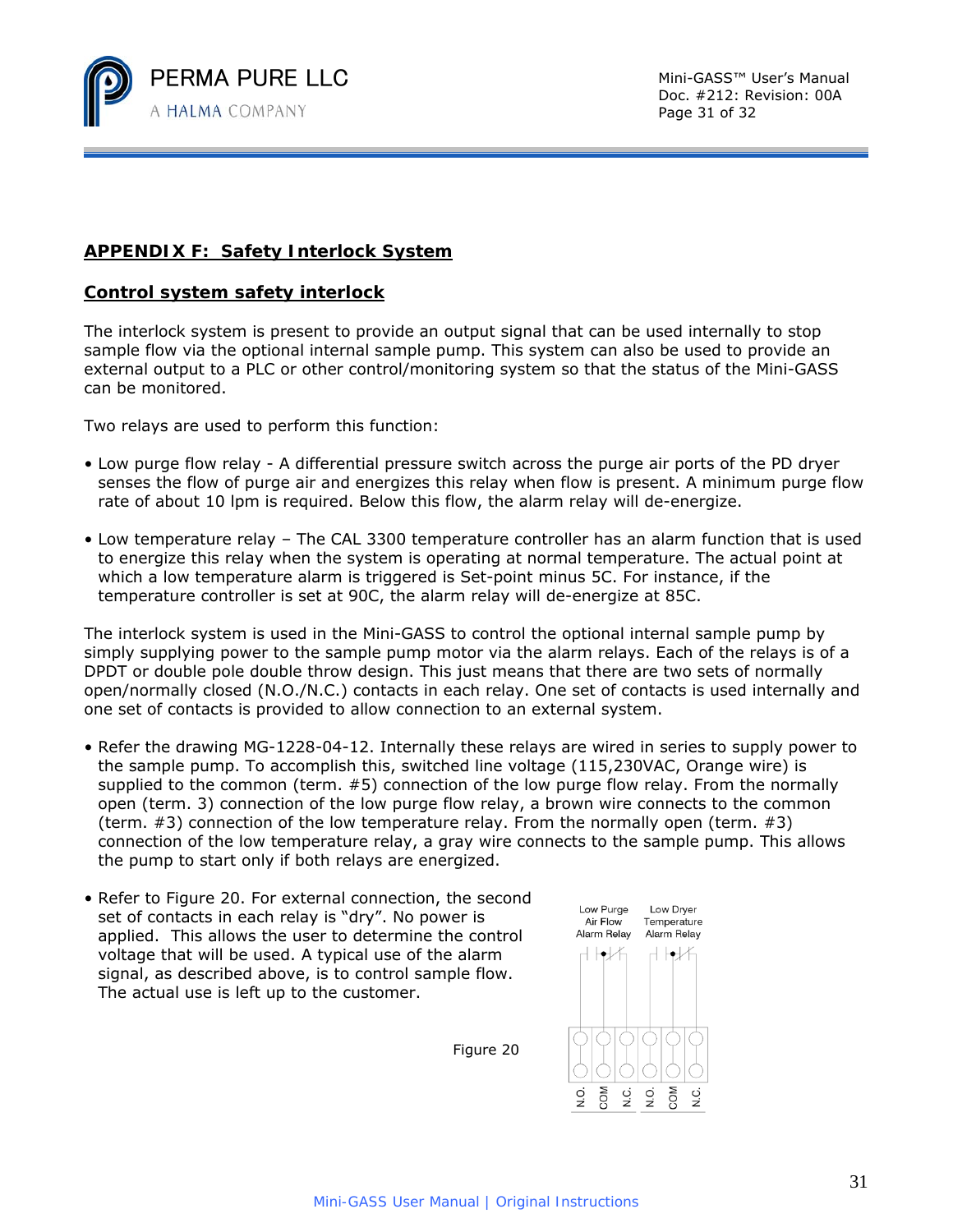## APPENDIX F: Safety Interlock System

### Control system safety interlock

The interlock system is present to provide an output signal that can be used internally to stop sample flow via the optional internal sample pump. This system can also be used to provide an external output to a PLC or other control/monitoring system so that the status of the Mini-GASS can be monitored.

Two relays are used to perform this function:

- Low purge flow relay - A differential pressure switch across the purge air ports of the PD dryer senses the flow of purge air and energizes this relay when flow is present. A minimum purge flow rate of about 10 lpm is required. Below this flow, the alarm relay will de-energize.

- Low temperature relay – The CAL 3300 temperature controller has an alarm function that is used to energize this relay when the system is operating at normal temperature. The actual point at which a low temperature alarm is triggered is Set-point minus 5C. For instance, if the temperature controller is set at 90C, the alarm relay will de-energize at 85C.

The interlock system is used in the Mini-GASS to control the optional internal sample pump by simply supplying power to the sample pump motor via the alarm relays. Each of the relays is of a DPDT or double pole double throw design. This just means that there are two sets of normally open/normally closed (N.O./N.C.) contacts in each relay. One set of contacts is used internally and one set of contacts is provided to allow connection to an external system.

- Refer the drawing MG-1228-04-12. Internally these relays are wired in series to supply power to the sample pump. To accomplish this, switched line voltage (115,230VAC, Orange wire) is supplied to the common (term. #5) connection of the low purge flow relay. From the normally open (term. 3) connection of the low purge flow relay, a brown wire connects to the common (term. #3) connection of the low temperature relay. From the normally open (term. #3) connection of the low temperature relay, a gray wire connects to the sample pump. This allows the pump to start only if both relays are energized.

- Refer to Figure 20. For external connection, the second set of contacts in each relay is "dry". No power is applied. This allows the user to determine the control voltage that will be used. A typical use of the alarm signal, as described above, is to control sample flow. The actual use is left up to the customer.

Low Purge Air Flow Alarm Relay | Low Dryer Temperature Alarm Relay

N.O. | COM | N.C. | N.O. | COM | N.C.

Figure 20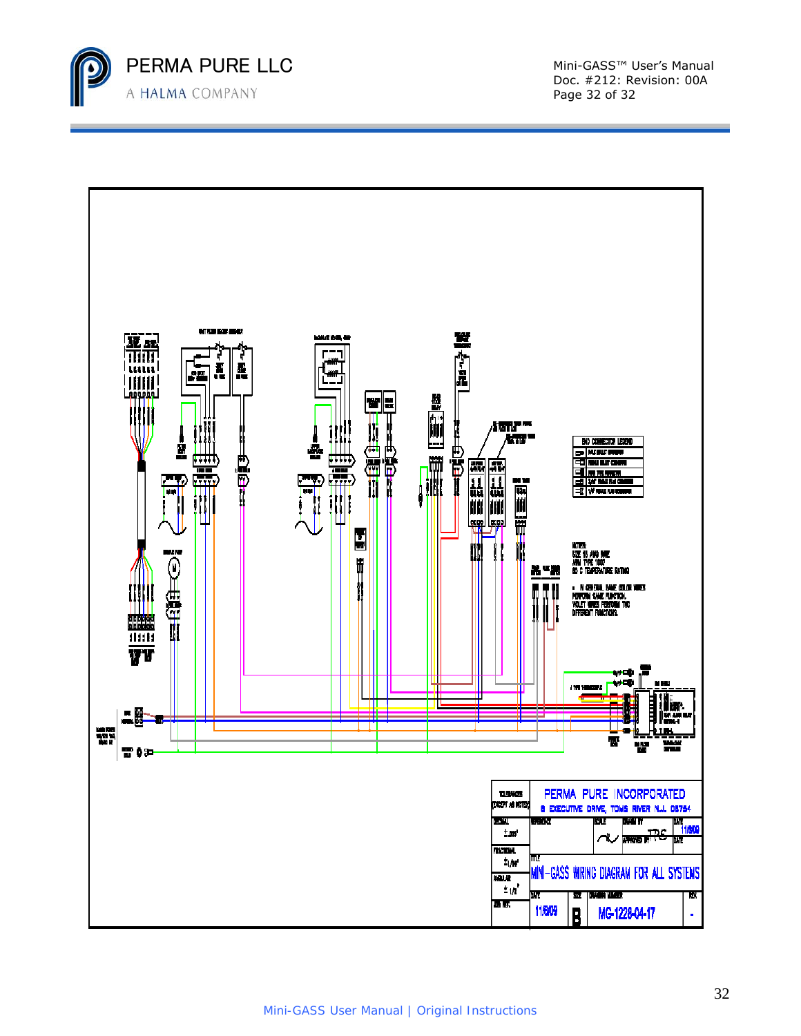PERMA PURE INCORPORATED

8 EXECUTIVE DRIVE, TOMS RIVER N.J. 08754

MINI-GASS WIRING DIAGRAM FOR ALL SYSTEMS

DATE 11/6/09

SIZE B

DRAWING NUMBER MG-1228-04-17

REV -